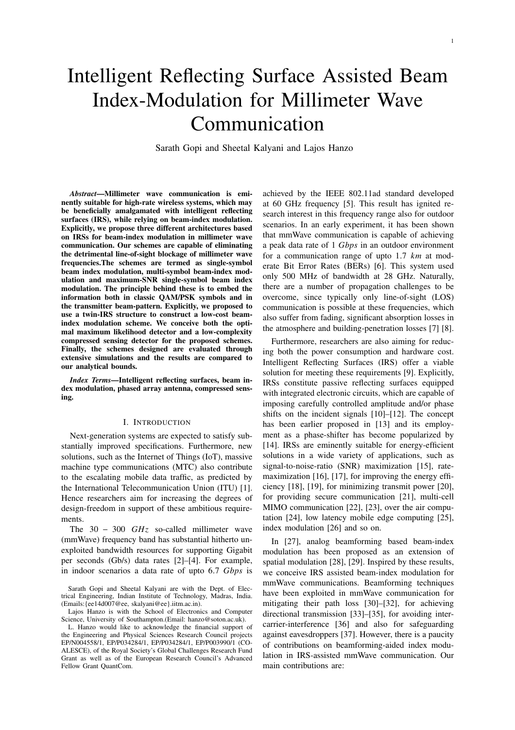# Intelligent Reflecting Surface Assisted Beam Index-Modulation for Millimeter Wave Communication

Sarath Gopi and Sheetal Kalyani and Lajos Hanzo

***Abstract*—Millimeter wave communication is eminently suitable for high-rate wireless systems, which may be beneficially amalgamated with intelligent reflecting surfaces (IRS), while relying on beam-index modulation. Explicitly, we propose three different architectures based on IRSs for beam-index modulation in millimeter wave communication. Our schemes are capable of eliminating the detrimental line-of-sight blockage of millimeter wave frequencies.The schemes are termed as single-symbol beam index modulation, multi-symbol beam-index modulation and maximum-SNR single-symbol beam index modulation. The principle behind these is to embed the information both in classic QAM/PSK symbols and in the transmitter beam-pattern. Explicitly, we proposed to use a twin-IRS structure to construct a low-cost beam-index modulation scheme. We conceive both the optimal maximum likelihood detector and a low-complexity compressed sensing detector for the proposed schemes. Finally, the schemes designed are evaluated through extensive simulations and the results are compared to our analytical bounds.**

***Index Terms*—Intelligent reflecting surfaces, beam index modulation, phased array antenna, compressed sensing.**

## I. Introduction

Next-generation systems are expected to satisfy substantially improved specifications. Furthermore, new solutions, such as the Internet of Things (IoT), massive machine type communications (MTC) also contribute to the escalating mobile data traffic, as predicted by the International Telecommunication Union (ITU) [1]. Hence researchers aim for increasing the degrees of design-freedom in support of these ambitious requirements.

The 30 − 300 $GHz$ so-called millimeter wave (mmWave) frequency band has substantial hitherto unexploited bandwidth resources for supporting Gigabit per seconds (Gb/s) data rates [2]–[4]. For example, in indoor scenarios a data rate of upto 6.7 *Gbps* is achieved by the IEEE 802.11ad standard developed at 60 GHz frequency [5]. This result has ignited research interest in this frequency range also for outdoor scenarios. In an early experiment, it has been shown that mmWave communication is capable of achieving a peak data rate of 1 *Gbps* in an outdoor environment for a communication range of upto 1.7 *km* at moderate Bit Error Rates (BERs) [6]. This system used only 500 MHz of bandwidth at 28 GHz. Naturally, there are a number of propagation challenges to be overcome, since typically only line-of-sight (LOS) communication is possible at these frequencies, which also suffer from fading, significant absorption losses in the atmosphere and building-penetration losses [7] [8].

Furthermore, researchers are also aiming for reducing both the power consumption and hardware cost. Intelligent Reflecting Surfaces (IRS) offer a viable solution for meeting these requirements [9]. Explicitly, IRSs constitute passive reflecting surfaces equipped with integrated electronic circuits, which are capable of imposing carefully controlled amplitude and/or phase shifts on the incident signals [10]–[12]. The concept has been earlier proposed in [13] and its employment as a phase-shifter has become popularized by [14]. IRSs are eminently suitable for energy-efficient solutions in a wide variety of applications, such as signal-to-noise-ratio (SNR) maximization [15], rate-maximization [16], [17], for improving the energy efficiency [18], [19], for minimizing transmit power [20], for providing secure communication [21], multi-cell MIMO communication [22], [23], over the air computation [24], low latency mobile edge computing [25], index modulation [26] and so on.

In [27], analog beamforming based beam-index modulation has been proposed as an extension of spatial modulation [28], [29]. Inspired by these results, we conceive IRS assisted beam-index modulation for mmWave communications. Beamforming techniques have been exploited in mmWave communication for mitigating their path loss [30]–[32], for achieving directional transmission [33]–[35], for avoiding intercarrier-interference [36] and also for safeguarding against eavesdroppers [37]. However, there is a paucity of contributions on beamforming-aided index modulation in IRS-assisted mmWave communication. Our main contributions are:

Sarath Gopi and Sheetal Kalyani are with the Dept. of Electrical Engineering, Indian Institute of Technology, Madras, India. (Emails:{ee14d007@ee, skalyani@ee}.iitm.ac.in).

Lajos Hanzo is with the School of Electronics and Computer Science, University of Southampton.(Email: hanzo@soton.ac.uk).

L. Hanzo would like to acknowledge the financial support of the Engineering and Physical Sciences Research Council projects EP/N004558/1, EP/P034284/1, EP/P034284/1, EP/P003990/1 (COALESCE), of the Royal Society's Global Challenges Research Fund Grant as well as of the European Research Council's Advanced Fellow Grant QuantCom.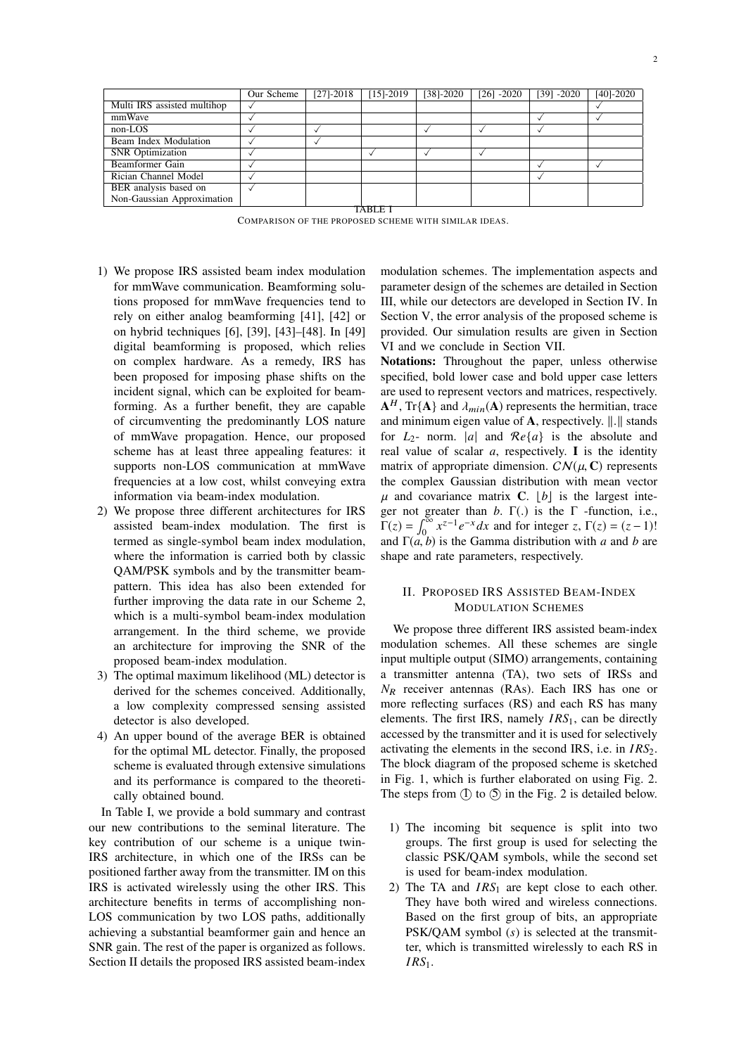| | Our Scheme | [27]-2018 | [15]-2019 | [38]-2020 | [26] -2020 | [39] -2020 | [40]-2020 |
|---|---|---|---|---|---|---|---|
| Multi IRS assisted multihop | ✓ | | | | | | ✓ |
| mmWave | ✓ | | | | | ✓ | ✓ |
| non-LOS | ✓ | ✓ | | ✓ | ✓ | ✓ | |
| Beam Index Modulation | ✓ | ✓ | | | | | |
| SNR Optimization | ✓ | | ✓ | ✓ | ✓ | | |
| Beamformer Gain | ✓ | | | | | ✓ | ✓ |
| Rician Channel Model | ✓ | | | | | ✓ | |
| BER analysis based on Non-Gaussian Approximation | ✓ | | | | | | |

TABLE I
COMPARISON OF THE PROPOSED SCHEME WITH SIMILAR IDEAS.

1) We propose IRS assisted beam index modulation for mmWave communication. Beamforming solutions proposed for mmWave frequencies tend to rely on either analog beamforming [41], [42] or on hybrid techniques [6], [39], [43]–[48]. In [49] digital beamforming is proposed, which relies on complex hardware. As a remedy, IRS has been proposed for imposing phase shifts on the incident signal, which can be exploited for beamforming. As a further benefit, they are capable of circumventing the predominantly LOS nature of mmWave propagation. Hence, our proposed scheme has at least three appealing features: it supports non-LOS communication at mmWave frequencies at a low cost, whilst conveying extra information via beam-index modulation.
2) We propose three different architectures for IRS assisted beam-index modulation. The first is termed as single-symbol beam index modulation, where the information is carried both by classic QAM/PSK symbols and by the transmitter beampattern. This idea has also been extended for further improving the data rate in our Scheme 2, which is a multi-symbol beam-index modulation arrangement. In the third scheme, we provide an architecture for improving the SNR of the proposed beam-index modulation.
3) The optimal maximum likelihood (ML) detector is derived for the schemes conceived. Additionally, a low complexity compressed sensing assisted detector is also developed.
4) An upper bound of the average BER is obtained for the optimal ML detector. Finally, the proposed scheme is evaluated through extensive simulations and its performance is compared to the theoretically obtained bound.

In Table I, we provide a bold summary and contrast our new contributions to the seminal literature. The key contribution of our scheme is a unique twin-IRS architecture, in which one of the IRSs can be positioned farther away from the transmitter. IM on this IRS is activated wirelessly using the other IRS. This architecture benefits in terms of accomplishing non-LOS communication by two LOS paths, additionally achieving a substantial beamformer gain and hence an SNR gain. The rest of the paper is organized as follows. Section II details the proposed IRS assisted beam-index modulation schemes. The implementation aspects and parameter design of the schemes are detailed in Section III, while our detectors are developed in Section IV. In Section V, the error analysis of the proposed scheme is provided. Our simulation results are given in Section VI and we conclude in Section VII.

**Notations:** Throughout the paper, unless otherwise specified, bold lower case and bold upper case letters are used to represent vectors and matrices, respectively. $\mathbf{A}^H$, $\mathrm{Tr}\{\mathbf{A}\}$ and $\lambda_{min}(\mathbf{A})$ represents the hermitian, trace and minimum eigen value of $\mathbf{A}$, respectively. $\|.\|$ stands for $L_2$- norm. $|a|$ and $\mathcal{R}e\{a\}$ is the absolute and real value of scalar $a$, respectively. $\mathbf{I}$ is the identity matrix of appropriate dimension. $\mathcal{CN}(\mu, \mathbf{C})$ represents the complex Gaussian distribution with mean vector $\mu$ and covariance matrix $\mathbf{C}$. $\lfloor b \rfloor$ is the largest integer not greater than $b$. $\Gamma(.)$ is the $\Gamma$ -function, i.e., $\Gamma(z) = \int_0^\infty x^{z-1}e^{-x}dx$ and for integer $z$, $\Gamma(z) = (z-1)!$ and $\Gamma(a, b)$ is the Gamma distribution with $a$ and $b$ are shape and rate parameters, respectively.

## II. Proposed IRS Assisted Beam-Index Modulation Schemes

We propose three different IRS assisted beam-index modulation schemes. All these schemes are single input multiple output (SIMO) arrangements, containing a transmitter antenna (TA), two sets of IRSs and $N_R$ receiver antennas (RAs). Each IRS has one or more reflecting surfaces (RS) and each RS has many elements. The first IRS, namely $IRS_1$, can be directly accessed by the transmitter and it is used for selectively activating the elements in the second IRS, i.e. in $IRS_2$. The block diagram of the proposed scheme is sketched in Fig. 1, which is further elaborated on using Fig. 2. The steps from ① to ⑤ in the Fig. 2 is detailed below.

1) The incoming bit sequence is split into two groups. The first group is used for selecting the classic PSK/QAM symbols, while the second set is used for beam-index modulation.
2) The TA and $IRS_1$ are kept close to each other. They have both wired and wireless connections. Based on the first group of bits, an appropriate PSK/QAM symbol ($s$) is selected at the transmitter, which is transmitted wirelessly to each RS in $IRS_1$.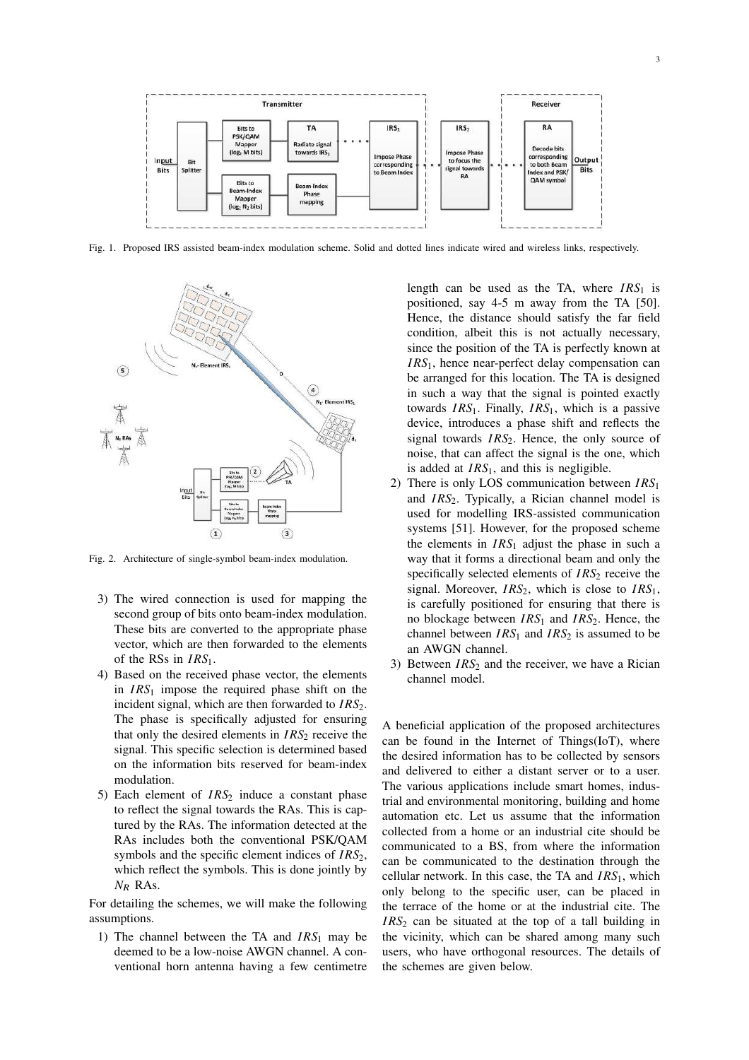Fig. 1. Proposed IRS assisted beam-index modulation scheme. Solid and dotted lines indicate wired and wireless links, respectively.

Fig. 2. Architecture of single-symbol beam-index modulation.

3) The wired connection is used for mapping the second group of bits onto beam-index modulation. These bits are converted to the appropriate phase vector, which are then forwarded to the elements of the RSs in $IRS_1$.
4) Based on the received phase vector, the elements in $IRS_1$ impose the required phase shift on the incident signal, which are then forwarded to $IRS_2$. The phase is specifically adjusted for ensuring that only the desired elements in $IRS_2$ receive the signal. This specific selection is determined based on the information bits reserved for beam-index modulation.
5) Each element of $IRS_2$ induce a constant phase to reflect the signal towards the RAs. This is captured by the RAs. The information detected at the RAs includes both the conventional PSK/QAM symbols and the specific element indices of $IRS_2$, which reflect the symbols. This is done jointly by $N_R$ RAs.

For detailing the schemes, we will make the following assumptions.

1) The channel between the TA and $IRS_1$ may be deemed to be a low-noise AWGN channel. A conventional horn antenna having a few centimetre length can be used as the TA, where $IRS_1$ is positioned, say 4-5 m away from the TA [50]. Hence, the distance should satisfy the far field condition, albeit this is not actually necessary, since the position of the TA is perfectly known at $IRS_1$, hence near-perfect delay compensation can be arranged for this location. The TA is designed in such a way that the signal is pointed exactly towards $IRS_1$. Finally, $IRS_1$, which is a passive device, introduces a phase shift and reflects the signal towards $IRS_2$. Hence, the only source of noise, that can affect the signal is the one, which is added at $IRS_1$, and this is negligible.
2) There is only LOS communication between $IRS_1$ and $IRS_2$. Typically, a Rician channel model is used for modelling IRS-assisted communication systems [51]. However, for the proposed scheme the elements in $IRS_1$ adjust the phase in such a way that it forms a directional beam and only the specifically selected elements of $IRS_2$ receive the signal. Moreover, $IRS_2$, which is close to $IRS_1$, is carefully positioned for ensuring that there is no blockage between $IRS_1$ and $IRS_2$. Hence, the channel between $IRS_1$ and $IRS_2$ is assumed to be an AWGN channel.
3) Between $IRS_2$ and the receiver, we have a Rician channel model.

A beneficial application of the proposed architectures can be found in the Internet of Things(IoT), where the desired information has to be collected by sensors and delivered to either a distant server or to a user. The various applications include smart homes, industrial and environmental monitoring, building and home automation etc. Let us assume that the information collected from a home or an industrial cite should be communicated to a BS, from where the information can be communicated to the destination through the cellular network. In this case, the TA and $IRS_1$, which only belong to the specific user, can be placed in the terrace of the home or at the industrial cite. The $IRS_2$ can be situated at the top of a tall building in the vicinity, which can be shared among many such users, who have orthogonal resources. The details of the schemes are given below.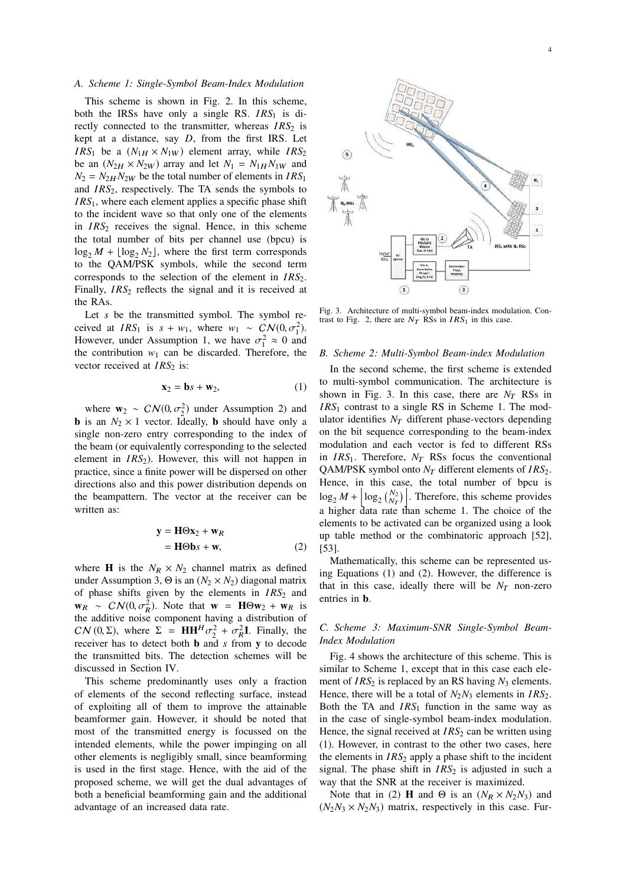### A. Scheme 1: Single-Symbol Beam-Index Modulation

This scheme is shown in Fig. 2. In this scheme, both the IRSs have only a single RS. $IRS_1$ is directly connected to the transmitter, whereas $IRS_2$ is kept at a distance, say $D$, from the first IRS. Let $IRS_1$ be a $(N_{1H} \times N_{1W})$ element array, while $IRS_2$ be an $(N_{2H} \times N_{2W})$ array and let $N_1 = N_{1H}N_{1W}$ and $N_2 = N_{2H}N_{2W}$ be the total number of elements in $IRS_1$ and $IRS_2$, respectively. The TA sends the symbols to $IRS_1$, where each element applies a specific phase shift to the incident wave so that only one of the elements in $IRS_2$ receives the signal. Hence, in this scheme the total number of bits per channel use (bpcu) is $\log_2 M + \lfloor \log_2 N_2 \rfloor$, where the first term corresponds to the QAM/PSK symbols, while the second term corresponds to the selection of the element in $IRS_2$. Finally, $IRS_2$ reflects the signal and it is received at the RAs.

Let $s$ be the transmitted symbol. The symbol received at $IRS_1$ is $s + w_1$, where $w_1 \sim \mathcal{CN}(0, \sigma_1^2)$. However, under Assumption 1, we have $\sigma_1^2 \approx 0$ and the contribution $w_1$ can be discarded. Therefore, the vector received at $IRS_2$ is:

$$\mathbf{x}_2 = \mathbf{b}s + \mathbf{w}_2, \tag{1}$$

where $\mathbf{w}_2 \sim \mathcal{CN}(0, \sigma_2^2)$ under Assumption 2) and $\mathbf{b}$ is an $N_2 \times 1$ vector. Ideally, $\mathbf{b}$ should have only a single non-zero entry corresponding to the index of the beam (or equivalently corresponding to the selected element in $IRS_2$). However, this will not happen in practice, since a finite power will be dispersed on other directions also and this power distribution depends on the beampattern. The vector at the receiver can be written as:

$$\begin{aligned}\mathbf{y} &= \mathbf{H}\Theta\mathbf{x}_2 + \mathbf{w}_R \\ &= \mathbf{H}\Theta\mathbf{b}s + \mathbf{w},\end{aligned} \tag{2}$$

where $\mathbf{H}$ is the $N_R \times N_2$ channel matrix as defined under Assumption 3, $\Theta$ is an $(N_2 \times N_2)$ diagonal matrix of phase shifts given by the elements in $IRS_2$ and $\mathbf{w}_R \sim \mathcal{CN}(0, \sigma_R^2)$. Note that $\mathbf{w} = \mathbf{H}\Theta\mathbf{w}_2 + \mathbf{w}_R$ is the additive noise component having a distribution of $\mathcal{CN}(0, \Sigma)$, where $\Sigma = \mathbf{H}\mathbf{H}^H\sigma_2^2 + \sigma_R^2\mathbf{I}$. Finally, the receiver has to detect both $\mathbf{b}$ and $s$ from $\mathbf{y}$ to decode the transmitted bits. The detection schemes will be discussed in Section IV.

This scheme predominantly uses only a fraction of elements of the second reflecting surface, instead of exploiting all of them to improve the attainable beamformer gain. However, it should be noted that most of the transmitted energy is focussed on the intended elements, while the power impinging on all other elements is negligibly small, since beamforming is used in the first stage. Hence, with the aid of the proposed scheme, we will get the dual advantages of both a beneficial beamforming gain and the additional advantage of an increased data rate.

IRS$_2$

5

4

$N_1$

2

1

$N_R$ RAs

Bits to PSK/QAM Mapper ($\log_2 M$ bits)

Input Bits

Bit Splitter

Bits to Beam-Index Mapper ($\log_2 N_2$ bits)

Beamformer Phase mapping

TA

IRS$_1$ with $N_T$ RSs

1

2

3

Fig. 3. Architecture of multi-symbol beam-index modulation. Contrast to Fig. 2, there are $N_T$ RSs in $IRS_1$ in this case.

### B. Scheme 2: Multi-Symbol Beam-index Modulation

In the second scheme, the first scheme is extended to multi-symbol communication. The architecture is shown in Fig. 3. In this case, there are $N_T$ RSs in $IRS_1$ contrast to a single RS in Scheme 1. The modulator identifies $N_T$ different phase-vectors depending on the bit sequence corresponding to the beam-index modulation and each vector is fed to different RSs in $IRS_1$. Therefore, $N_T$ RSs focus the conventional QAM/PSK symbol onto $N_T$ different elements of $IRS_2$. Hence, in this case, the total number of bpcu is $\log_2 M + \left\lfloor \log_2 \binom{N_2}{N_T} \right\rfloor$. Therefore, this scheme provides a higher data rate than scheme 1. The choice of the elements to be activated can be organized using a look up table method or the combinatoric approach [52], [53].

Mathematically, this scheme can be represented using Equations (1) and (2). However, the difference is that in this case, ideally there will be $N_T$ non-zero entries in $\mathbf{b}$.

### C. Scheme 3: Maximum-SNR Single-Symbol Beam-Index Modulation

Fig. 4 shows the architecture of this scheme. This is similar to Scheme 1, except that in this case each element of $IRS_2$ is replaced by an RS having $N_3$ elements. Hence, there will be a total of $N_2N_3$ elements in $IRS_2$. Both the TA and $IRS_1$ function in the same way as in the case of single-symbol beam-index modulation. Hence, the signal received at $IRS_2$ can be written using (1). However, in contrast to the other two cases, here the elements in $IRS_2$ apply a phase shift to the incident signal. The phase shift in $IRS_2$ is adjusted in such a way that the SNR at the receiver is maximized.

Note that in (2) $\mathbf{H}$ and $\Theta$ is an $(N_R \times N_2N_3)$ and $(N_2N_3 \times N_2N_3)$ matrix, respectively in this case. Fur-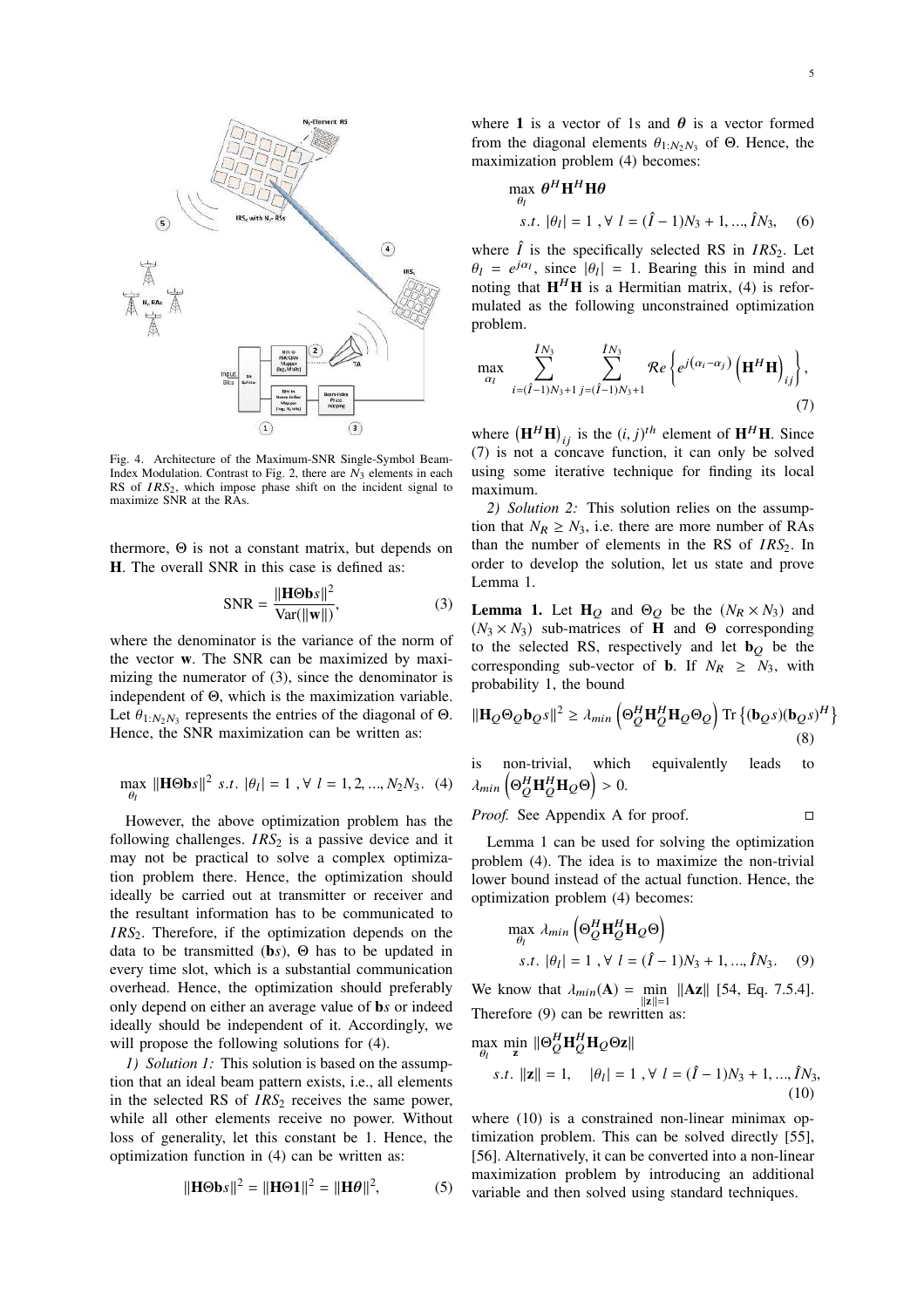Fig. 4. Architecture of the Maximum-SNR Single-Symbol Beam-Index Modulation. Contrast to Fig. 2, there are $N_3$ elements in each RS of $IRS_2$, which impose phase shift on the incident signal to maximize SNR at the RAs.

thermore, $\Theta$ is not a constant matrix, but depends on $\mathbf{H}$. The overall SNR in this case is defined as:

$$\text{SNR} = \frac{\|\mathbf{H}\Theta\mathbf{b}s\|^2}{\text{Var}(\|\mathbf{w}\|)}, \tag{3}$$

where the denominator is the variance of the norm of the vector $\mathbf{w}$. The SNR can be maximized by maximizing the numerator of (3), since the denominator is independent of $\Theta$, which is the maximization variable. Let $\theta_{1:N_2N_3}$ represents the entries of the diagonal of $\Theta$. Hence, the SNR maximization can be written as:

$$\max_{\theta_l} \|\mathbf{H}\Theta\mathbf{b}s\|^2 \ s.t.\ |\theta_l| = 1\ , \forall\ l = 1, 2, ..., N_2N_3. \tag{4}$$

However, the above optimization problem has the following challenges. $IRS_2$ is a passive device and it may not be practical to solve a complex optimization problem there. Hence, the optimization should ideally be carried out at transmitter or receiver and the resultant information has to be communicated to $IRS_2$. Therefore, if the optimization depends on the data to be transmitted ($\mathbf{b}s$), $\Theta$ has to be updated in every time slot, which is a substantial communication overhead. Hence, the optimization should preferably only depend on either an average value of $\mathbf{b}s$ or indeed ideally should be independent of it. Accordingly, we will propose the following solutions for (4).

*1) Solution 1:* This solution is based on the assumption that an ideal beam pattern exists, i.e., all elements in the selected RS of $IRS_2$ receives the same power, while all other elements receive no power. Without loss of generality, let this constant be 1. Hence, the optimization function in (4) can be written as:

$$\|\mathbf{H}\Theta\mathbf{b}s\|^2 = \|\mathbf{H}\Theta\mathbf{1}\|^2 = \|\mathbf{H}\boldsymbol{\theta}\|^2, \tag{5}$$

where $\mathbf{1}$ is a vector of 1s and $\boldsymbol{\theta}$ is a vector formed from the diagonal elements $\theta_{1:N_2N_3}$ of $\Theta$. Hence, the maximization problem (4) becomes:

$$\max_{\theta_l} \boldsymbol{\theta}^H\mathbf{H}^H\mathbf{H}\boldsymbol{\theta}$$
$$s.t.\ |\theta_l| = 1\ , \forall\ l = (\hat{I} - 1)N_3 + 1, ..., \hat{I}N_3, \tag{6}$$

where $\hat{I}$ is the specifically selected RS in $IRS_2$. Let $\theta_l = e^{j\alpha_l}$, since $|\theta_l| = 1$. Bearing this in mind and noting that $\mathbf{H}^H\mathbf{H}$ is a Hermitian matrix, (4) is reformulated as the following unconstrained optimization problem.

$$\max_{\alpha_l} \sum_{i=(\hat{I}-1)N_3+1}^{\hat{I}N_3} \sum_{j=(\hat{I}-1)N_3+1}^{\hat{I}N_3} \mathcal{R}e\left\{e^{j(\alpha_i-\alpha_j)}\left(\mathbf{H}^H\mathbf{H}\right)_{ij}\right\}, \tag{7}$$

where $\left(\mathbf{H}^H\mathbf{H}\right)_{ij}$ is the $(i, j)^{th}$ element of $\mathbf{H}^H\mathbf{H}$. Since (7) is not a concave function, it can only be solved using some iterative technique for finding its local maximum.

*2) Solution 2:* This solution relies on the assumption that $N_R \geq N_3$, i.e. there are more number of RAs than the number of elements in the RS of $IRS_2$. In order to develop the solution, let us state and prove Lemma 1.

**Lemma 1.** *Let $\mathbf{H}_Q$ and $\Theta_Q$ be the $(N_R \times N_3)$ and $(N_3 \times N_3)$ sub-matrices of $\mathbf{H}$ and $\Theta$ corresponding to the selected RS, respectively and let $\mathbf{b}_Q$ be the corresponding sub-vector of $\mathbf{b}$. If $N_R \geq N_3$, with probability 1, the bound*

$$\|\mathbf{H}_Q\Theta_Q\mathbf{b}_Qs\|^2 \geq \lambda_{min}\left(\Theta_Q^H\mathbf{H}_Q^H\mathbf{H}_Q\Theta_Q\right) \text{Tr}\left\{(\mathbf{b}_Qs)(\mathbf{b}_Qs)^H\right\} \tag{8}$$

*is non-trivial, which equivalently leads to $\lambda_{min}\left(\Theta_Q^H\mathbf{H}_Q^H\mathbf{H}_Q\Theta\right) > 0$.*

*Proof.* See Appendix A for proof. □

Lemma 1 can be used for solving the optimization problem (4). The idea is to maximize the non-trivial lower bound instead of the actual function. Hence, the optimization problem (4) becomes:

$$\max_{\theta_l} \lambda_{min}\left(\Theta_Q^H\mathbf{H}_Q^H\mathbf{H}_Q\Theta\right)$$
$$s.t.\ |\theta_l| = 1\ , \forall\ l = (\hat{I} - 1)N_3 + 1, ..., \hat{I}N_3. \tag{9}$$

We know that $\lambda_{min}(\mathbf{A}) = \min_{\|\mathbf{z}\|=1} \|\mathbf{A}\mathbf{z}\|$ [54, Eq. 7.5.4]. Therefore (9) can be rewritten as:

$$\max_{\theta_l} \min_{\mathbf{z}} \|\Theta_Q^H\mathbf{H}_Q^H\mathbf{H}_Q\Theta\mathbf{z}\|$$
$$s.t.\ \|\mathbf{z}\| = 1, \quad |\theta_l| = 1\ , \forall\ l = (\hat{I} - 1)N_3 + 1, ..., \hat{I}N_3, \tag{10}$$

where (10) is a constrained non-linear minimax optimization problem. This can be solved directly [55], [56]. Alternatively, it can be converted into a non-linear maximization problem by introducing an additional variable and then solved using standard techniques.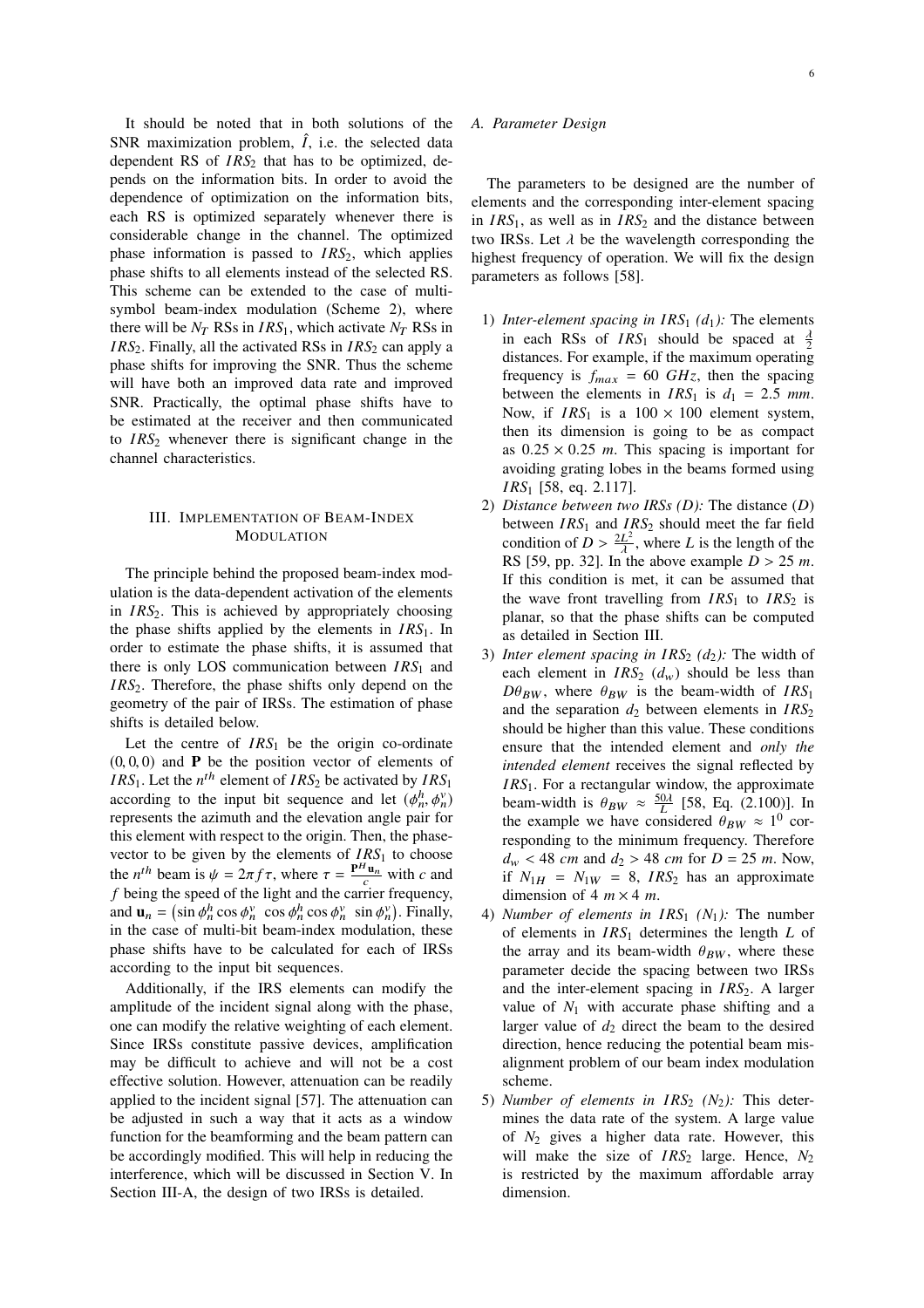It should be noted that in both solutions of the SNR maximization problem, $\hat{I}$, i.e. the selected data dependent RS of $IRS_2$ that has to be optimized, depends on the information bits. In order to avoid the dependence of optimization on the information bits, each RS is optimized separately whenever there is considerable change in the channel. The optimized phase information is passed to $IRS_2$, which applies phase shifts to all elements instead of the selected RS. This scheme can be extended to the case of multi-symbol beam-index modulation (Scheme 2), where there will be $N_T$ RSs in $IRS_1$, which activate $N_T$ RSs in $IRS_2$. Finally, all the activated RSs in $IRS_2$ can apply a phase shifts for improving the SNR. Thus the scheme will have both an improved data rate and improved SNR. Practically, the optimal phase shifts have to be estimated at the receiver and then communicated to $IRS_2$ whenever there is significant change in the channel characteristics.

## III. Implementation of Beam-Index Modulation

The principle behind the proposed beam-index modulation is the data-dependent activation of the elements in $IRS_2$. This is achieved by appropriately choosing the phase shifts applied by the elements in $IRS_1$. In order to estimate the phase shifts, it is assumed that there is only LOS communication between $IRS_1$ and $IRS_2$. Therefore, the phase shifts only depend on the geometry of the pair of IRSs. The estimation of phase shifts is detailed below.

Let the centre of $IRS_1$ be the origin co-ordinate $(0, 0, 0)$ and $\mathbf{P}$ be the position vector of elements of $IRS_1$. Let the $n^{th}$ element of $IRS_2$ be activated by $IRS_1$ according to the input bit sequence and let $(\phi_n^h, \phi_n^v)$ represents the azimuth and the elevation angle pair for this element with respect to the origin. Then, the phase-vector to be given by the elements of $IRS_1$ to choose the $n^{th}$ beam is $\psi = 2\pi f \tau$, where $\tau = \frac{\mathbf{P}^H \mathbf{u}_n}{c}$ with $c$ and $f$ being the speed of the light and the carrier frequency, and $\mathbf{u}_n = \left(\sin\phi_n^h \cos\phi_n^v \;\; \cos\phi_n^h \cos\phi_n^v \;\; \sin\phi_n^v\right)$. Finally, in the case of multi-bit beam-index modulation, these phase shifts have to be calculated for each of IRSs according to the input bit sequences.

Additionally, if the IRS elements can modify the amplitude of the incident signal along with the phase, one can modify the relative weighting of each element. Since IRSs constitute passive devices, amplification may be difficult to achieve and will not be a cost effective solution. However, attenuation can be readily applied to the incident signal [57]. The attenuation can be adjusted in such a way that it acts as a window function for the beamforming and the beam pattern can be accordingly modified. This will help in reducing the interference, which will be discussed in Section V. In Section III-A, the design of two IRSs is detailed.

### *A. Parameter Design*

The parameters to be designed are the number of elements and the corresponding inter-element spacing in $IRS_1$, as well as in $IRS_2$ and the distance between two IRSs. Let $\lambda$ be the wavelength corresponding the highest frequency of operation. We will fix the design parameters as follows [58].

1) *Inter-element spacing in $IRS_1$ ($d_1$):* The elements in each RSs of $IRS_1$ should be spaced at $\frac{\lambda}{2}$ distances. For example, if the maximum operating frequency is $f_{max} = 60$ $GHz$, then the spacing between the elements in $IRS_1$ is $d_1 = 2.5$ $mm$. Now, if $IRS_1$ is a $100 \times 100$ element system, then its dimension is going to be as compact as $0.25 \times 0.25$ $m$. This spacing is important for avoiding grating lobes in the beams formed using $IRS_1$ [58, eq. 2.117].
2) *Distance between two IRSs ($D$):* The distance ($D$) between $IRS_1$ and $IRS_2$ should meet the far field condition of $D > \frac{2L^2}{\lambda}$, where $L$ is the length of the RS [59, pp. 32]. In the above example $D > 25$ $m$. If this condition is met, it can be assumed that the wave front travelling from $IRS_1$ to $IRS_2$ is planar, so that the phase shifts can be computed as detailed in Section III.
3) *Inter element spacing in $IRS_2$ ($d_2$):* The width of each element in $IRS_2$ ($d_w$) should be less than $D\theta_{BW}$, where $\theta_{BW}$ is the beam-width of $IRS_1$ and the separation $d_2$ between elements in $IRS_2$ should be higher than this value. These conditions ensure that the intended element and *only the intended element* receives the signal reflected by $IRS_1$. For a rectangular window, the approximate beam-width is $\theta_{BW} \approx \frac{50\lambda}{L}$ [58, Eq. (2.100)]. In the example we have considered $\theta_{BW} \approx 1^0$ corresponding to the minimum frequency. Therefore $d_w < 48$ $cm$ and $d_2 > 48$ $cm$ for $D = 25$ $m$. Now, if $N_{1H} = N_{1W} = 8$, $IRS_2$ has an approximate dimension of $4$ $m \times 4$ $m$.
4) *Number of elements in $IRS_1$ ($N_1$):* The number of elements in $IRS_1$ determines the length $L$ of the array and its beam-width $\theta_{BW}$, where these parameter decide the spacing between two IRSs and the inter-element spacing in $IRS_2$. A larger value of $N_1$ with accurate phase shifting and a larger value of $d_2$ direct the beam to the desired direction, hence reducing the potential beam misalignment problem of our beam index modulation scheme.
5) *Number of elements in $IRS_2$ ($N_2$):* This determines the data rate of the system. A large value of $N_2$ gives a higher data rate. However, this will make the size of $IRS_2$ large. Hence, $N_2$ is restricted by the maximum affordable array dimension.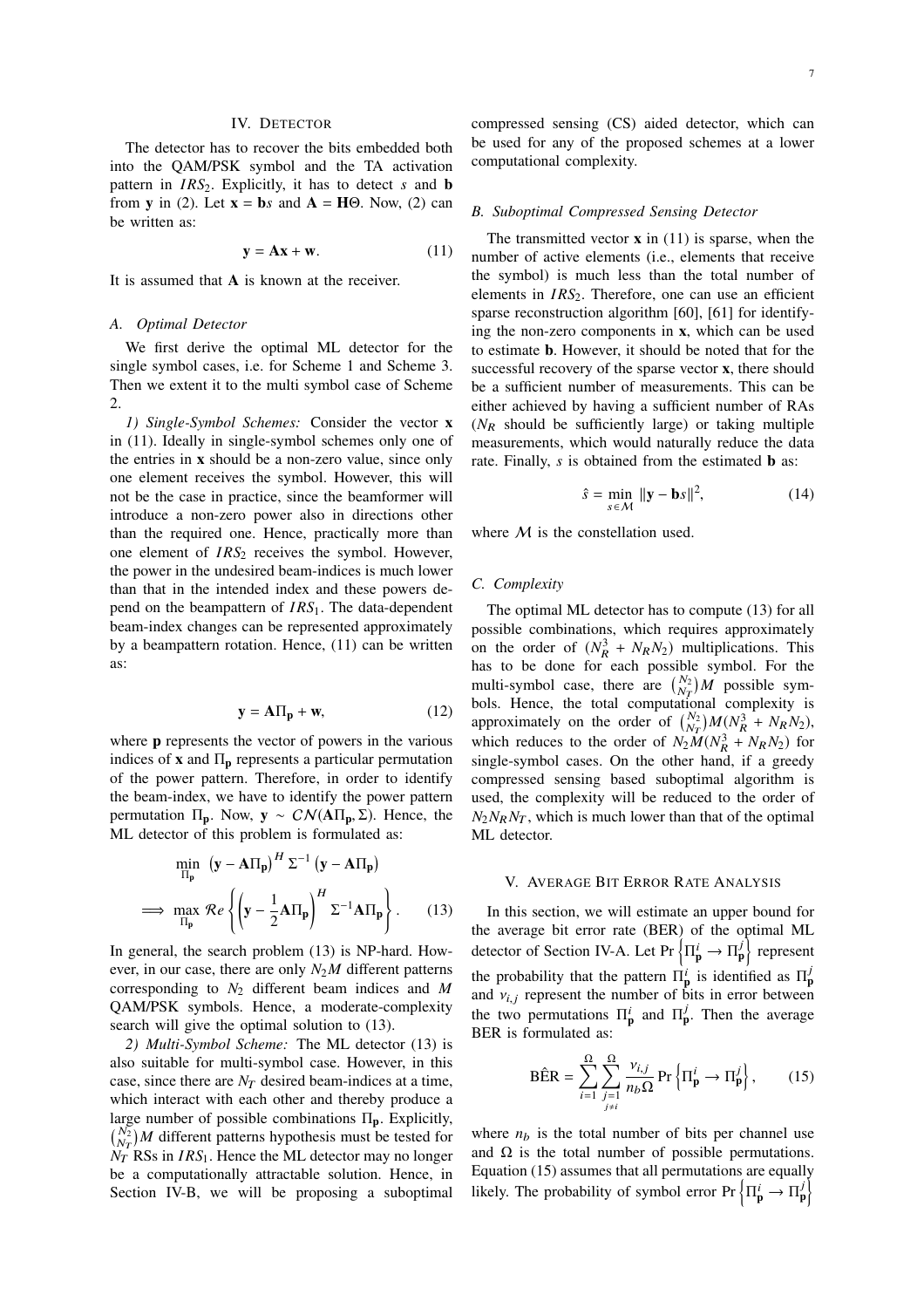## IV. Detector

The detector has to recover the bits embedded both into the QAM/PSK symbol and the TA activation pattern in $IRS_2$. Explicitly, it has to detect $s$ and $\mathbf{b}$ from $\mathbf{y}$ in (2). Let $\mathbf{x} = \mathbf{b}s$ and $\mathbf{A} = \mathbf{H}\Theta$. Now, (2) can be written as:

$$\mathbf{y} = \mathbf{A}\mathbf{x} + \mathbf{w}. \tag{11}$$

It is assumed that $\mathbf{A}$ is known at the receiver.

### A. Optimal Detector

We first derive the optimal ML detector for the single symbol cases, i.e. for Scheme 1 and Scheme 3. Then we extent it to the multi symbol case of Scheme 2.

*1) Single-Symbol Schemes:* Consider the vector $\mathbf{x}$ in (11). Ideally in single-symbol schemes only one of the entries in $\mathbf{x}$ should be a non-zero value, since only one element receives the symbol. However, this will not be the case in practice, since the beamformer will introduce a non-zero power also in directions other than the required one. Hence, practically more than one element of $IRS_2$ receives the symbol. However, the power in the undesired beam-indices is much lower than that in the intended index and these powers depend on the beampattern of $IRS_1$. The data-dependent beam-index changes can be represented approximately by a beampattern rotation. Hence, (11) can be written as:

$$\mathbf{y} = \mathbf{A}\Pi_{\mathbf{p}} + \mathbf{w}, \tag{12}$$

where $\mathbf{p}$ represents the vector of powers in the various indices of $\mathbf{x}$ and $\Pi_{\mathbf{p}}$ represents a particular permutation of the power pattern. Therefore, in order to identify the beam-index, we have to identify the power pattern permutation $\Pi_{\mathbf{p}}$. Now, $\mathbf{y} \sim \mathcal{CN}(\mathbf{A}\Pi_{\mathbf{p}}, \Sigma)$. Hence, the ML detector of this problem is formulated as:

$$\min_{\Pi_{\mathbf{p}}} \left(\mathbf{y} - \mathbf{A}\Pi_{\mathbf{p}}\right)^H \Sigma^{-1} \left(\mathbf{y} - \mathbf{A}\Pi_{\mathbf{p}}\right)$$
$$\implies \max_{\Pi_{\mathbf{p}}} \mathcal{R}e\left\{\left(\mathbf{y} - \frac{1}{2}\mathbf{A}\Pi_{\mathbf{p}}\right)^H \Sigma^{-1}\mathbf{A}\Pi_{\mathbf{p}}\right\}. \tag{13}$$

In general, the search problem (13) is NP-hard. However, in our case, there are only $N_2M$ different patterns corresponding to $N_2$ different beam indices and $M$ QAM/PSK symbols. Hence, a moderate-complexity search will give the optimal solution to (13).

*2) Multi-Symbol Scheme:* The ML detector (13) is also suitable for multi-symbol case. However, in this case, since there are $N_T$ desired beam-indices at a time, which interact with each other and thereby produce a large number of possible combinations $\Pi_{\mathbf{p}}$. Explicitly, $\binom{N_2}{N_T}M$ different patterns hypothesis must be tested for $N_T$ RSs in $IRS_1$. Hence the ML detector may no longer be a computationally attractable solution. Hence, in Section IV-B, we will be proposing a suboptimal compressed sensing (CS) aided detector, which can be used for any of the proposed schemes at a lower computational complexity.

### B. Suboptimal Compressed Sensing Detector

The transmitted vector $\mathbf{x}$ in (11) is sparse, when the number of active elements (i.e., elements that receive the symbol) is much less than the total number of elements in $IRS_2$. Therefore, one can use an efficient sparse reconstruction algorithm [60], [61] for identifying the non-zero components in $\mathbf{x}$, which can be used to estimate $\mathbf{b}$. However, it should be noted that for the successful recovery of the sparse vector $\mathbf{x}$, there should be a sufficient number of measurements. This can be either achieved by having a sufficient number of RAs ($N_R$ should be sufficiently large) or taking multiple measurements, which would naturally reduce the data rate. Finally, $s$ is obtained from the estimated $\mathbf{b}$ as:

$$\hat{s} = \min_{s \in \mathcal{M}} \|\mathbf{y} - \mathbf{b}s\|^2, \tag{14}$$

where $\mathcal{M}$ is the constellation used.

### C. Complexity

The optimal ML detector has to compute (13) for all possible combinations, which requires approximately on the order of $(N_R^3 + N_RN_2)$ multiplications. This has to be done for each possible symbol. For the multi-symbol case, there are $\binom{N_2}{N_T}M$ possible symbols. Hence, the total computational complexity is approximately on the order of $\binom{N_2}{N_T}M(N_R^3 + N_RN_2)$, which reduces to the order of $N_2M(N_R^3 + N_RN_2)$ for single-symbol cases. On the other hand, if a greedy compressed sensing based suboptimal algorithm is used, the complexity will be reduced to the order of $N_2N_RN_T$, which is much lower than that of the optimal ML detector.

## V. Average Bit Error Rate Analysis

In this section, we will estimate an upper bound for the average bit error rate (BER) of the optimal ML detector of Section IV-A. Let $\Pr\left\{\Pi_{\mathbf{p}}^i \to \Pi_{\mathbf{p}}^j\right\}$ represent the probability that the pattern $\Pi_{\mathbf{p}}^i$ is identified as $\Pi_{\mathbf{p}}^j$ and $\nu_{i,j}$ represent the number of bits in error between the two permutations $\Pi_{\mathbf{p}}^i$ and $\Pi_{\mathbf{p}}^j$. Then the average BER is formulated as:

$$\hat{\text{BER}} = \sum_{i=1}^{\Omega}\sum_{\substack{j=1 \\ j \neq i}}^{\Omega} \frac{\nu_{i,j}}{n_b\Omega} \Pr\left\{\Pi_{\mathbf{p}}^i \to \Pi_{\mathbf{p}}^j\right\}, \tag{15}$$

where $n_b$ is the total number of bits per channel use and $\Omega$ is the total number of possible permutations. Equation (15) assumes that all permutations are equally likely. The probability of symbol error $\Pr\left\{\Pi_{\mathbf{p}}^i \to \Pi_{\mathbf{p}}^j\right\}$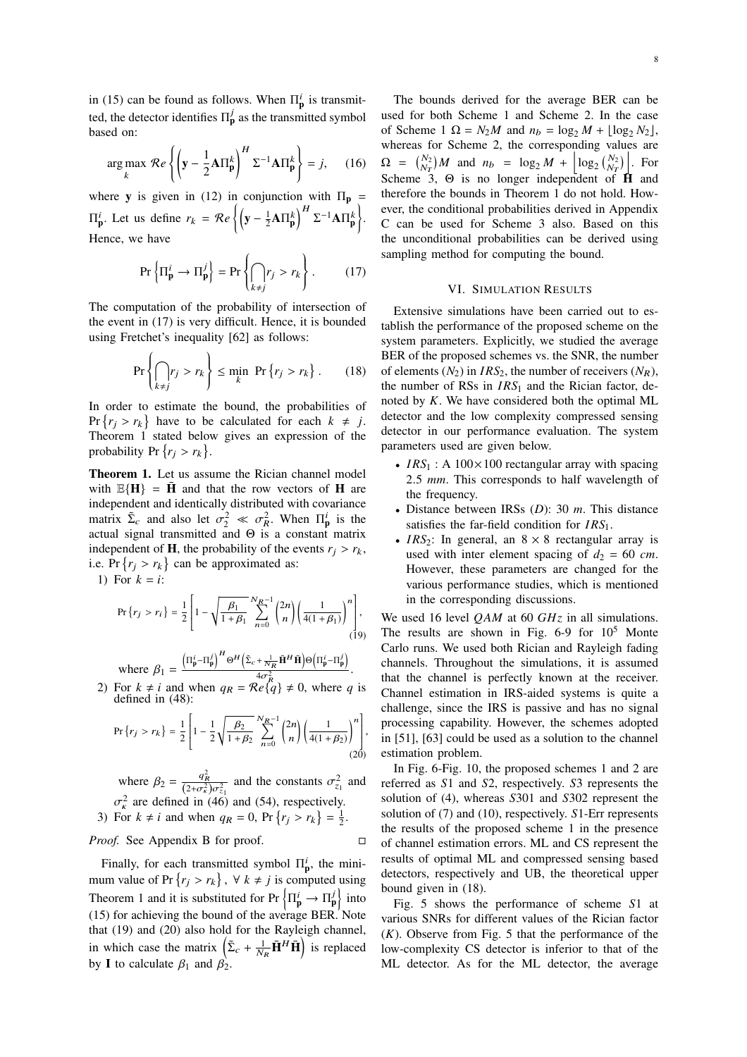in (15) can be found as follows. When $\Pi_{\mathbf{p}}^i$ is transmitted, the detector identifies $\Pi_{\mathbf{p}}^j$ as the transmitted symbol based on:

$$\arg\max_k \mathcal{R}e\left\{\left(\mathbf{y} - \frac{1}{2}\mathbf{A}\Pi_{\mathbf{p}}^k\right)^H \Sigma^{-1}\mathbf{A}\Pi_{\mathbf{p}}^k\right\} = j, \quad (16)$$

where $\mathbf{y}$ is given in (12) in conjunction with $\Pi_{\mathbf{p}} = \Pi_{\mathbf{p}}^i$. Let us define $r_k = \mathcal{R}e\left\{\left(\mathbf{y} - \frac{1}{2}\mathbf{A}\Pi_{\mathbf{p}}^k\right)^H \Sigma^{-1}\mathbf{A}\Pi_{\mathbf{p}}^k\right\}$. Hence, we have

$$\Pr\left\{\Pi_{\mathbf{p}}^i \rightarrow \Pi_{\mathbf{p}}^j\right\} = \Pr\left\{\bigcap_{k \neq j} r_j > r_k\right\}. \quad (17)$$

The computation of the probability of intersection of the event in (17) is very difficult. Hence, it is bounded using Fretchet's inequality [62] as follows:

$$\Pr\left\{\bigcap_{k \neq j} r_j > r_k\right\} \leq \min_k \Pr\left\{r_j > r_k\right\}. \quad (18)$$

In order to estimate the bound, the probabilities of $\Pr\left\{r_j > r_k\right\}$ have to be calculated for each $k \neq j$. Theorem 1 stated below gives an expression of the probability $\Pr\left\{r_j > r_k\right\}$.

**Theorem 1.** *Let us assume the Rician channel model with $\mathbb{E}\{\mathbf{H}\} = \bar{\mathbf{H}}$ and that the row vectors of $\mathbf{H}$ are independent and identically distributed with covariance matrix $\tilde{\Sigma}_c$ and also let $\sigma_2^2 \ll \sigma_R^2$. When $\Pi_{\mathbf{p}}^i$ is the actual signal transmitted and $\Theta$ is a constant matrix independent of $\mathbf{H}$, the probability of the events $r_j > r_k$, i.e. $\Pr\left\{r_j > r_k\right\}$ can be approximated as:*

1) *For $k = i$:*

$$\Pr\left\{r_j > r_i\right\} = \frac{1}{2}\left[1 - \sqrt{\frac{\beta_1}{1+\beta_1}}\sum_{n=0}^{N_R-1}\binom{2n}{n}\left(\frac{1}{4(1+\beta_1)}\right)^n\right], \quad (19)$$

*where* $\beta_1 = \frac{\left(\Pi_{\mathbf{p}}^i - \Pi_{\mathbf{p}}^j\right)^H \Theta^H\left(\tilde{\Sigma}_c + \frac{1}{N_R}\bar{\mathbf{H}}^H\bar{\mathbf{H}}\right)\Theta\left(\Pi_{\mathbf{p}}^i - \Pi_{\mathbf{p}}^j\right)}{4\sigma_R^2}$.

2) *For $k \neq i$ and when $q_R = \mathcal{R}e\{q\} \neq 0$, where $q$ is defined in (48):*

$$\Pr\left\{r_j > r_k\right\} = \frac{1}{2}\left[1 - \frac{1}{2}\sqrt{\frac{\beta_2}{1+\beta_2}}\sum_{n=0}^{N_R-1}\binom{2n}{n}\left(\frac{1}{4(1+\beta_2)}\right)^n\right], \quad (20)$$

*where* $\beta_2 = \frac{q_R^2}{(2+\sigma_\kappa^2)\sigma_{z_1}^2}$ *and the constants $\sigma_{z_1}^2$ and $\sigma_\kappa^2$ are defined in (46) and (54), respectively.*

3) *For $k \neq i$ and when $q_R = 0$, $\Pr\left\{r_j > r_k\right\} = \frac{1}{2}$.*

*Proof.* See Appendix B for proof. ◻

Finally, for each transmitted symbol $\Pi_{\mathbf{p}}^i$, the minimum value of $\Pr\left\{r_j > r_k\right\}$, $\forall\, k \neq j$ is computed using Theorem 1 and it is substituted for $\Pr\left\{\Pi_{\mathbf{p}}^i \rightarrow \Pi_{\mathbf{p}}^j\right\}$ into (15) for achieving the bound of the average BER. Note that (19) and (20) also hold for the Rayleigh channel, in which case the matrix $\left(\tilde{\Sigma}_c + \frac{1}{N_R}\bar{\mathbf{H}}^H\bar{\mathbf{H}}\right)$ is replaced by $\mathbf{I}$ to calculate $\beta_1$ and $\beta_2$.

The bounds derived for the average BER can be used for both Scheme 1 and Scheme 2. In the case of Scheme 1 $\Omega = N_2M$ and $n_b = \log_2 M + \lfloor\log_2 N_2\rfloor$, whereas for Scheme 2, the corresponding values are $\Omega = \binom{N_2}{N_T}M$ and $n_b = \log_2 M + \left\lfloor\log_2\binom{N_2}{N_T}\right\rfloor$. For Scheme 3, $\Theta$ is no longer independent of $\bar{\mathbf{H}}$ and therefore the bounds in Theorem 1 do not hold. However, the conditional probabilities derived in Appendix C can be used for Scheme 3 also. Based on this the unconditional probabilities can be derived using sampling method for computing the bound.

## VI. Simulation Results

Extensive simulations have been carried out to establish the performance of the proposed scheme on the system parameters. Explicitly, we studied the average BER of the proposed schemes vs. the SNR, the number of elements ($N_2$) in $IRS_2$, the number of receivers ($N_R$), the number of RSs in $IRS_1$ and the Rician factor, denoted by $K$. We have considered both the optimal ML detector and the low complexity compressed sensing detector in our performance evaluation. The system parameters used are given below.

- $IRS_1$ : A 100×100 rectangular array with spacing 2.5 *mm*. This corresponds to half wavelength of the frequency.
- Distance between IRSs ($D$): 30 *m*. This distance satisfies the far-field condition for $IRS_1$.
- $IRS_2$: In general, an $8 \times 8$ rectangular array is used with inter element spacing of $d_2 = 60$ *cm*. However, these parameters are changed for the various performance studies, which is mentioned in the corresponding discussions.

We used 16 level $QAM$ at 60 $GHz$ in all simulations. The results are shown in Fig. 6-9 for $10^5$ Monte Carlo runs. We used both Rician and Rayleigh fading channels. Throughout the simulations, it is assumed that the channel is perfectly known at the receiver. Channel estimation in IRS-aided systems is quite a challenge, since the IRS is passive and has no signal processing capability. However, the schemes adopted in [51], [63] could be used as a solution to the channel estimation problem.

In Fig. 6-Fig. 10, the proposed schemes 1 and 2 are referred as $S1$ and $S2$, respectively. $S3$ represents the solution of (4), whereas $S301$ and $S302$ represent the solution of (7) and (10), respectively. $S1$-Err represents the results of the proposed scheme 1 in the presence of channel estimation errors. ML and CS represent the results of optimal ML and compressed sensing based detectors, respectively and UB, the theoretical upper bound given in (18).

Fig. 5 shows the performance of scheme $S1$ at various SNRs for different values of the Rician factor ($K$). Observe from Fig. 5 that the performance of the low-complexity CS detector is inferior to that of the ML detector. As for the ML detector, the average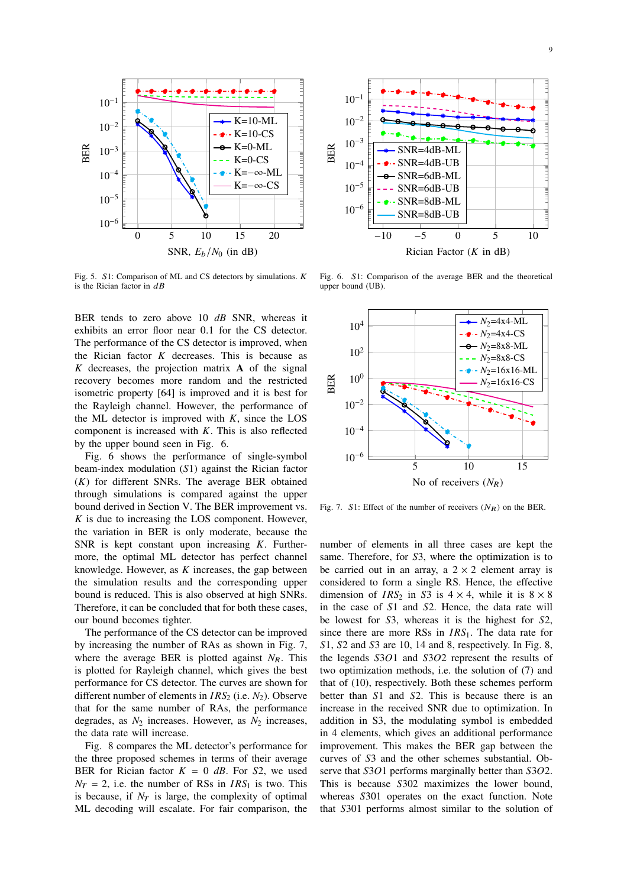BER

$10^{-1}$

$10^{-2}$

$10^{-3}$

$10^{-4}$

$10^{-5}$

$10^{-6}$

0 5 10 15 20

SNR, $E_b/N_0$ (in dB)

K=10-ML
K=10-CS
K=0-ML
K=0-CS
K=−∞-ML
K=−∞-CS

Fig. 5. $S1$: Comparison of ML and CS detectors by simulations. $K$ is the Rician factor in $dB$

BER

$10^{-1}$

$10^{-2}$

$10^{-3}$

$10^{-4}$

$10^{-5}$

$10^{-6}$

−10 −5 0 5 10

Rician Factor ($K$ in dB)

SNR=4dB-ML
SNR=4dB-UB
SNR=6dB-ML
SNR=6dB-UB
SNR=8dB-ML
SNR=8dB-UB

Fig. 6. $S1$: Comparison of the average BER and the theoretical upper bound (UB).

BER tends to zero above 10 $dB$ SNR, whereas it exhibits an error floor near 0.1 for the CS detector. The performance of the CS detector is improved, when the Rician factor $K$ decreases. This is because as $K$ decreases, the projection matrix $\mathbf{A}$ of the signal recovery becomes more random and the restricted isometric property [64] is improved and it is best for the Rayleigh channel. However, the performance of the ML detector is improved with $K$, since the LOS component is increased with $K$. This is also reflected by the upper bound seen in Fig. 6.

Fig. 6 shows the performance of single-symbol beam-index modulation ($S1$) against the Rician factor ($K$) for different SNRs. The average BER obtained through simulations is compared against the upper bound derived in Section V. The BER improvement vs. $K$ is due to increasing the LOS component. However, the variation in BER is only moderate, because the SNR is kept constant upon increasing $K$. Furthermore, the optimal ML detector has perfect channel knowledge. However, as $K$ increases, the gap between the simulation results and the corresponding upper bound is reduced. This is also observed at high SNRs. Therefore, it can be concluded that for both these cases, our bound becomes tighter.

The performance of the CS detector can be improved by increasing the number of RAs as shown in Fig. 7, where the average BER is plotted against $N_R$. This is plotted for Rayleigh channel, which gives the best performance for CS detector. The curves are shown for different number of elements in $IRS_2$ (i.e. $N_2$). Observe that for the same number of RAs, the performance degrades, as $N_2$ increases. However, as $N_2$ increases, the data rate will increase.

Fig. 8 compares the ML detector's performance for the three proposed schemes in terms of their average BER for Rician factor $K = 0$ $dB$. For $S2$, we used $N_T = 2$, i.e. the number of RSs in $IRS_1$ is two. This is because, if $N_T$ is large, the complexity of optimal ML decoding will escalate. For fair comparison, the

BER

$10^{4}$

$10^{2}$

$10^{0}$

$10^{-2}$

$10^{-4}$

$10^{-6}$

5 10 15

No of receivers ($N_R$)

$N_2$=4x4-ML
$N_2$=4x4-CS
$N_2$=8x8-ML
$N_2$=8x8-CS
$N_2$=16x16-ML
$N_2$=16x16-CS

Fig. 7. $S1$: Effect of the number of receivers ($N_R$) on the BER.

number of elements in all three cases are kept the same. Therefore, for $S3$, where the optimization is to be carried out in an array, a $2 \times 2$ element array is considered to form a single RS. Hence, the effective dimension of $IRS_2$ in $S3$ is $4 \times 4$, while it is $8 \times 8$ in the case of $S1$ and $S2$. Hence, the data rate will be lowest for $S3$, whereas it is the highest for $S2$, since there are more RSs in $IRS_1$. The data rate for $S1$, $S2$ and $S3$ are 10, 14 and 8, respectively. In Fig. 8, the legends $S3O1$ and $S3O2$ represent the results of two optimization methods, i.e. the solution of (7) and that of (10), respectively. Both these schemes perform better than $S1$ and $S2$. This is because there is an increase in the received SNR due to optimization. In addition in S3, the modulating symbol is embedded in 4 elements, which gives an additional performance improvement. This makes the BER gap between the curves of $S3$ and the other schemes substantial. Observe that $S3O1$ performs marginally better than $S3O2$. This is because $S302$ maximizes the lower bound, whereas $S301$ operates on the exact function. Note that $S301$ performs almost similar to the solution of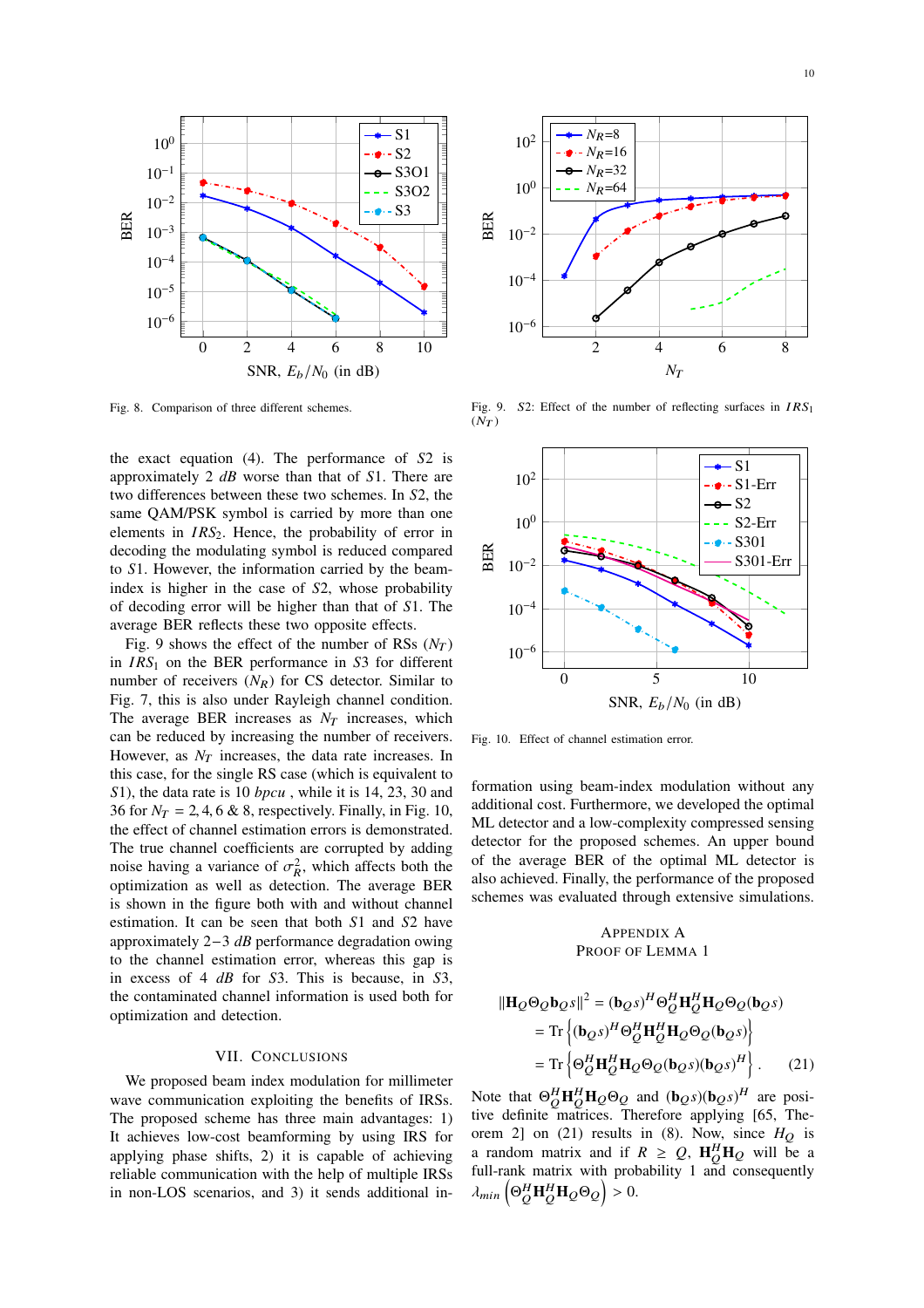BER

$10^0$
$10^{-1}$
$10^{-2}$
$10^{-3}$
$10^{-4}$
$10^{-5}$
$10^{-6}$

0 2 4 6 8 10

SNR, $E_b/N_0$ (in dB)

S1
S2
S3O1
S3O2
S3

Fig. 8. Comparison of three different schemes.

BER

$10^2$
$10^0$
$10^{-2}$
$10^{-4}$
$10^{-6}$

2 4 6 8

$N_T$

$N_R$=8
$N_R$=16
$N_R$=32
$N_R$=64

Fig. 9. *S2*: Effect of the number of reflecting surfaces in $IRS_1$ ($N_T$)

BER

$10^2$
$10^0$
$10^{-2}$
$10^{-4}$
$10^{-6}$

0 5 10

SNR, $E_b/N_0$ (in dB)

S1
S1-Err
S2
S2-Err
S301
S301-Err

Fig. 10. Effect of channel estimation error.

the exact equation (4). The performance of *S2* is approximately 2 *dB* worse than that of *S1*. There are two differences between these two schemes. In *S2*, the same QAM/PSK symbol is carried by more than one elements in $IRS_2$. Hence, the probability of error in decoding the modulating symbol is reduced compared to *S1*. However, the information carried by the beam-index is higher in the case of *S2*, whose probability of decoding error will be higher than that of *S1*. The average BER reflects these two opposite effects.

Fig. 9 shows the effect of the number of RSs ($N_T$) in $IRS_1$ on the BER performance in *S3* for different number of receivers ($N_R$) for CS detector. Similar to Fig. 7, this is also under Rayleigh channel condition. The average BER increases as $N_T$ increases, which can be reduced by increasing the number of receivers. However, as $N_T$ increases, the data rate increases. In this case, for the single RS case (which is equivalent to *S1*), the data rate is 10 *bpcu* , while it is 14, 23, 30 and 36 for $N_T$ = 2, 4, 6 & 8, respectively. Finally, in Fig. 10, the effect of channel estimation errors is demonstrated. The true channel coefficients are corrupted by adding noise having a variance of $\sigma_R^2$, which affects both the optimization as well as detection. The average BER is shown in the figure both with and without channel estimation. It can be seen that both *S1* and *S2* have approximately $2-3$ *dB* performance degradation owing to the channel estimation error, whereas this gap is in excess of 4 *dB* for *S3*. This is because, in *S3*, the contaminated channel information is used both for optimization and detection.

## VII. Conclusions

We proposed beam index modulation for millimeter wave communication exploiting the benefits of IRSs. The proposed scheme has three main advantages: 1) It achieves low-cost beamforming by using IRS for applying phase shifts, 2) it is capable of achieving reliable communication with the help of multiple IRSs in non-LOS scenarios, and 3) it sends additional information using beam-index modulation without any additional cost. Furthermore, we developed the optimal ML detector and a low-complexity compressed sensing detector for the proposed schemes. An upper bound of the average BER of the optimal ML detector is also achieved. Finally, the performance of the proposed schemes was evaluated through extensive simulations.

## Appendix A
## Proof of Lemma 1

$$
\begin{aligned}
\|\mathbf{H}_Q\Theta_Q\mathbf{b}_Q s\|^2 &= (\mathbf{b}_Q s)^H \Theta_Q^H \mathbf{H}_Q^H \mathbf{H}_Q \Theta_Q (\mathbf{b}_Q s) \\
&= \mathrm{Tr}\left\{(\mathbf{b}_Q s)^H \Theta_Q^H \mathbf{H}_Q^H \mathbf{H}_Q \Theta_Q (\mathbf{b}_Q s)\right\} \\
&= \mathrm{Tr}\left\{\Theta_Q^H \mathbf{H}_Q^H \mathbf{H}_Q \Theta_Q (\mathbf{b}_Q s)(\mathbf{b}_Q s)^H\right\}. \qquad (21)
\end{aligned}
$$

Note that $\Theta_Q^H \mathbf{H}_Q^H \mathbf{H}_Q \Theta_Q$ and $(\mathbf{b}_Q s)(\mathbf{b}_Q s)^H$ are positive definite matrices. Therefore applying [65, Theorem 2] on (21) results in (8). Now, since $H_Q$ is a random matrix and if $R \geq Q$, $\mathbf{H}_Q^H \mathbf{H}_Q$ will be a full-rank matrix with probability 1 and consequently $\lambda_{min}\left(\Theta_Q^H \mathbf{H}_Q^H \mathbf{H}_Q \Theta_Q\right) > 0$.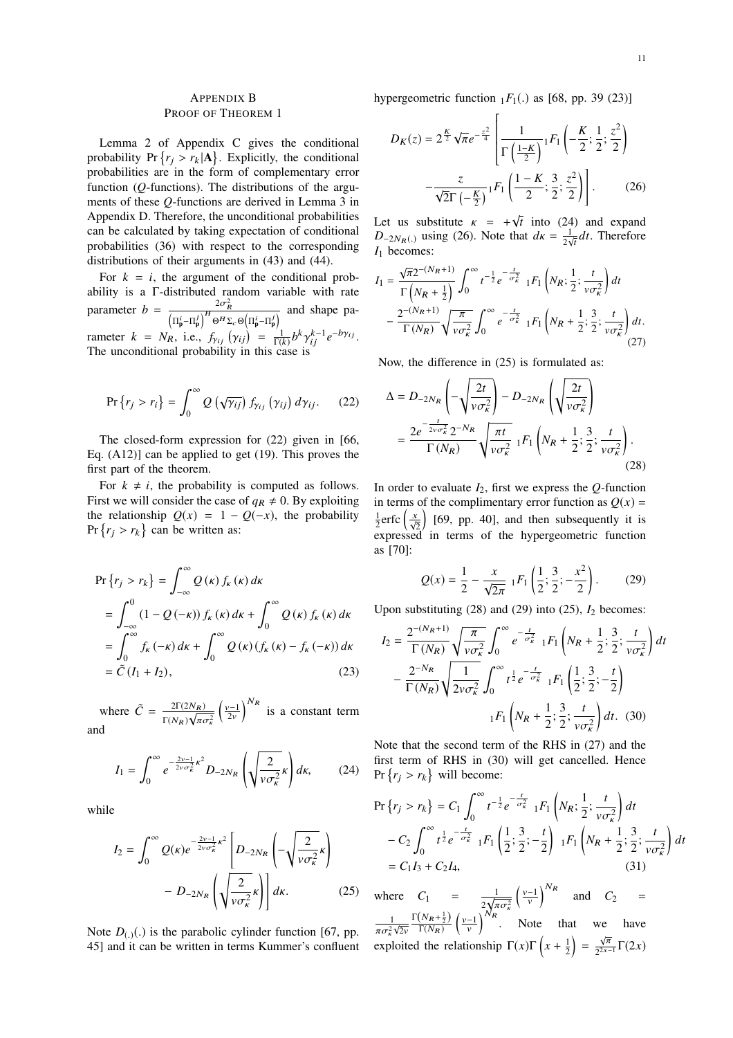# Appendix B
# Proof of Theorem 1

Lemma 2 of Appendix C gives the conditional probability $\Pr\{r_j > r_k|\mathbf{A}\}$. Explicitly, the conditional probabilities are in the form of complementary error function ($Q$-functions). The distributions of the arguments of these $Q$-functions are derived in Lemma 3 in Appendix D. Therefore, the unconditional probabilities can be calculated by taking expectation of conditional probabilities (36) with respect to the corresponding distributions of their arguments in (43) and (44).

For $k = i$, the argument of the conditional probability is a $\Gamma$-distributed random variable with rate parameter $b = \frac{2\sigma_R^2}{\left(\Pi_{\mathbf{p}}^i - \Pi_{\mathbf{p}}^j\right)^H \Theta^H \Sigma_c \Theta\left(\Pi_{\mathbf{p}}^i - \Pi_{\mathbf{p}}^j\right)}$ and shape parameter $k = N_R$, i.e., $f_{\gamma_{ij}}\left(\gamma_{ij}\right) = \frac{1}{\Gamma(k)} b^k \gamma_{ij}^{k-1} e^{-b\gamma_{ij}}$. The unconditional probability in this case is

$$\Pr\{r_j > r_i\} = \int_0^\infty Q\left(\sqrt{\gamma_{ij}}\right) f_{\gamma_{ij}}\left(\gamma_{ij}\right) d\gamma_{ij}. \qquad (22)$$

The closed-form expression for (22) given in [66, Eq. (A12)] can be applied to get (19). This proves the first part of the theorem.

For $k \neq i$, the probability is computed as follows. First we will consider the case of $q_R \neq 0$. By exploiting the relationship $Q(x) = 1 - Q(-x)$, the probability $\Pr\{r_j > r_k\}$ can be written as:

$$\begin{aligned}
\Pr\{r_j > r_k\} &= \int_{-\infty}^{\infty} Q(\kappa) f_\kappa(\kappa) d\kappa \\
&= \int_{-\infty}^{0} (1 - Q(-\kappa)) f_\kappa(\kappa) d\kappa + \int_0^\infty Q(\kappa) f_\kappa(\kappa) d\kappa \\
&= \int_0^\infty f_\kappa(-\kappa) d\kappa + \int_0^\infty Q(\kappa)\left(f_\kappa(\kappa) - f_\kappa(-\kappa)\right) d\kappa \\
&= \tilde{C}\left(I_1 + I_2\right),
\end{aligned} \qquad (23)$$

where $\tilde{C} = \frac{2\Gamma(2N_R)}{\Gamma(N_R)\sqrt{\pi\sigma_\kappa^2}}\left(\frac{v-1}{2v}\right)^{N_R}$ is a constant term and

$$I_1 = \int_0^\infty e^{-\frac{2v-1}{2v\sigma_\kappa^2}\kappa^2} D_{-2N_R}\left(\sqrt{\frac{2}{v\sigma_\kappa^2}}\kappa\right) d\kappa, \qquad (24)$$

while

$$I_2 = \int_0^\infty Q(\kappa) e^{-\frac{2v-1}{2v\sigma_\kappa^2}\kappa^2}\left[D_{-2N_R}\left(-\sqrt{\frac{2}{v\sigma_\kappa^2}}\kappa\right) - D_{-2N_R}\left(\sqrt{\frac{2}{v\sigma_\kappa^2}}\kappa\right)\right] d\kappa. \qquad (25)$$

Note $D_{(.)}(.)$ is the parabolic cylinder function [67, pp. 45] and it can be written in terms Kummer's confluent hypergeometric function ${}_1F_1(.)$ as [68, pp. 39 (23)]

$$D_K(z) = 2^{\frac{K}{2}}\sqrt{\pi} e^{-\frac{z^2}{4}}\left[\frac{1}{\Gamma\left(\frac{1-K}{2}\right)} {}_1F_1\left(-\frac{K}{2}; \frac{1}{2}; \frac{z^2}{2}\right) - \frac{z}{\sqrt{2}\Gamma\left(-\frac{K}{2}\right)} {}_1F_1\left(\frac{1-K}{2}; \frac{3}{2}; \frac{z^2}{2}\right)\right]. \qquad (26)$$

Let us substitute $\kappa = +\sqrt{t}$ into (24) and expand $D_{-2N_R(.)}$ using (26). Note that $d\kappa = \frac{1}{2\sqrt{t}}dt$. Therefore $I_1$ becomes:

$$\begin{aligned}
I_1 &= \frac{\sqrt{\pi} 2^{-(N_R+1)}}{\Gamma\left(N_R + \frac{1}{2}\right)} \int_0^\infty t^{-\frac{1}{2}} e^{-\frac{t}{\sigma_\kappa^2}} {}_1F_1\left(N_R; \frac{1}{2}; \frac{t}{v\sigma_\kappa^2}\right) dt \\
&\quad - \frac{2^{-(N_R+1)}}{\Gamma(N_R)}\sqrt{\frac{\pi}{v\sigma_\kappa^2}} \int_0^\infty e^{-\frac{t}{\sigma_\kappa^2}} {}_1F_1\left(N_R + \frac{1}{2}; \frac{3}{2}; \frac{t}{v\sigma_\kappa^2}\right) dt.
\end{aligned} \qquad (27)$$

Now, the difference in (25) is formulated as:

$$\begin{aligned}
\Delta &= D_{-2N_R}\left(-\sqrt{\frac{2t}{v\sigma_\kappa^2}}\right) - D_{-2N_R}\left(\sqrt{\frac{2t}{v\sigma_\kappa^2}}\right) \\
&= \frac{2e^{-\frac{t}{2v\sigma_\kappa^2}} 2^{-N_R}}{\Gamma(N_R)}\sqrt{\frac{\pi t}{v\sigma_\kappa^2}} {}_1F_1\left(N_R + \frac{1}{2}; \frac{3}{2}; \frac{t}{v\sigma_\kappa^2}\right).
\end{aligned} \qquad (28)$$

In order to evaluate $I_2$, first we express the $Q$-function in terms of the complimentary error function as $Q(x) = \frac{1}{2}\text{erfc}\left(\frac{x}{\sqrt{2}}\right)$ [69, pp. 40], and then subsequently it is expressed in terms of the hypergeometric function as [70]:

$$Q(x) = \frac{1}{2} - \frac{x}{\sqrt{2\pi}} {}_1F_1\left(\frac{1}{2}; \frac{3}{2}; -\frac{x^2}{2}\right). \qquad (29)$$

Upon substituting (28) and (29) into (25), $I_2$ becomes:

$$\begin{aligned}
I_2 &= \frac{2^{-(N_R+1)}}{\Gamma(N_R)}\sqrt{\frac{\pi}{v\sigma_\kappa^2}} \int_0^\infty e^{-\frac{t}{\sigma_\kappa^2}} {}_1F_1\left(N_R + \frac{1}{2}; \frac{3}{2}; \frac{t}{v\sigma_\kappa^2}\right) dt \\
&\quad - \frac{2^{-N_R}}{\Gamma(N_R)}\sqrt{\frac{1}{2v\sigma_\kappa^2}} \int_0^\infty t^{\frac{1}{2}} e^{-\frac{t}{\sigma_\kappa^2}} {}_1F_1\left(\frac{1}{2}; \frac{3}{2}; -\frac{t}{2}\right) {}_1F_1\left(N_R + \frac{1}{2}; \frac{3}{2}; \frac{t}{v\sigma_\kappa^2}\right) dt.
\end{aligned} \qquad (30)$$

Note that the second term of the RHS in (27) and the first term of RHS in (30) will get cancelled. Hence $\Pr\{r_j > r_k\}$ will become:

$$\begin{aligned}
\Pr\{r_j > r_k\} &= C_1 \int_0^\infty t^{-\frac{1}{2}} e^{-\frac{t}{\sigma_\kappa^2}} {}_1F_1\left(N_R; \frac{1}{2}; \frac{t}{v\sigma_\kappa^2}\right) dt \\
&\quad - C_2 \int_0^\infty t^{\frac{1}{2}} e^{-\frac{t}{\sigma_\kappa^2}} {}_1F_1\left(\frac{1}{2}; \frac{3}{2}; -\frac{t}{2}\right) {}_1F_1\left(N_R + \frac{1}{2}; \frac{3}{2}; \frac{t}{v\sigma_\kappa^2}\right) dt \\
&= C_1 I_3 + C_2 I_4,
\end{aligned} \qquad (31)$$

where $C_1 = \frac{1}{2\sqrt{\pi\sigma_\kappa^2}}\left(\frac{v-1}{v}\right)^{N_R}$ and $C_2 = \frac{1}{\pi\sigma_\kappa^2\sqrt{2v}} \frac{\Gamma\left(N_R + \frac{1}{2}\right)}{\Gamma(N_R)}\left(\frac{v-1}{v}\right)^{N_R}$. Note that we have exploited the relationship $\Gamma(x)\Gamma\left(x + \frac{1}{2}\right) = \frac{\sqrt{\pi}}{2^{2x-1}}\Gamma(2x)$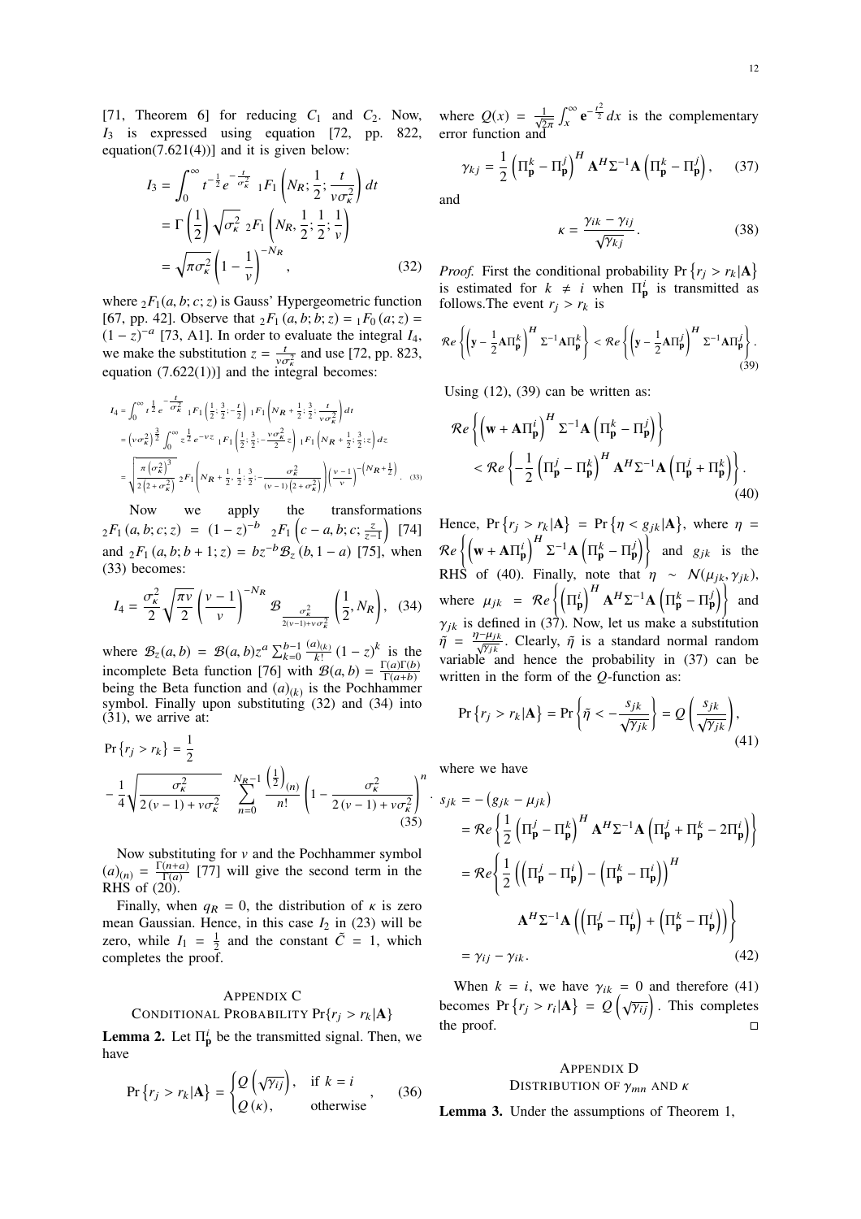[71, Theorem 6] for reducing $C_1$ and $C_2$. Now, $I_3$ is expressed using equation [72, pp. 822, equation(7.621(4))] and it is given below:

$$
\begin{aligned}
I_3 &= \int_0^\infty t^{-\frac{1}{2}} e^{-\frac{t}{\sigma_\kappa^2}} \,{}_1F_1\left(N_R; \frac{1}{2}; \frac{t}{v\sigma_\kappa^2}\right) dt \\
&= \Gamma\left(\frac{1}{2}\right)\sqrt{\sigma_\kappa^2}\,{}_2F_1\left(N_R, \frac{1}{2}; \frac{1}{2}; \frac{1}{v}\right) \\
&= \sqrt{\pi\sigma_\kappa^2}\left(1-\frac{1}{v}\right)^{-N_R},
\end{aligned} \tag{32}
$$

where ${}_2F_1(a,b;c;z)$ is Gauss' Hypergeometric function [67, pp. 42]. Observe that ${}_2F_1(a,b;b;z) = {}_1F_0(a;z) = (1-z)^{-a}$ [73, A1]. In order to evaluate the integral $I_4$, we make the substitution $z = \frac{t}{v\sigma_\kappa^2}$ and use [72, pp. 823, equation (7.622(1))] and the integral becomes:

$$
\begin{aligned}
I_4 &= \int_0^\infty t^{\frac{1}{2}} e^{-\frac{t}{\sigma_\kappa^2}} \,{}_1F_1\left(\frac{1}{2}; \frac{3}{2}; -\frac{t}{2}\right) {}_1F_1\left(N_R+\frac{1}{2}; \frac{3}{2}; \frac{t}{v\sigma_\kappa^2}\right) dt \\
&= \left(v\sigma_\kappa^2\right)^{\frac{3}{2}} \int_0^\infty z^{\frac{1}{2}} e^{-vz} \,{}_1F_1\left(\frac{1}{2}; \frac{3}{2}; -\frac{v\sigma_\kappa^2}{2}z\right) {}_1F_1\left(N_R+\frac{1}{2}; \frac{3}{2}; z\right) dz \\
&= \sqrt{\frac{\pi\left(\sigma_\kappa^2\right)^3}{2\left(2+\sigma_\kappa^2\right)}}\,{}_2F_1\left(N_R+\frac{1}{2}, \frac{1}{2}; \frac{3}{2}; -\frac{\sigma_\kappa^2}{(v-1)\left(2+\sigma_\kappa^2\right)}\right)\left(\frac{v-1}{v}\right)^{-\left(N_R+\frac{1}{2}\right)}.
\end{aligned} \tag{33}
$$

Now we apply the transformations ${}_2F_1(a,b;c;z) = (1-z)^{-b}\,{}_2F_1\left(c-a,b;c;\frac{z}{z-1}\right)$ [74] and ${}_2F_1(a,b;b+1;z) = bz^{-b}\mathcal{B}_z(b,1-a)$ [75], when (33) becomes:

$$
I_4 = \frac{\sigma_\kappa^2}{2}\sqrt{\frac{\pi v}{2}}\left(\frac{v-1}{v}\right)^{-N_R}\mathcal{B}_{\frac{\sigma_\kappa^2}{2(v-1)+v\sigma_\kappa^2}}\left(\frac{1}{2}, N_R\right), \tag{34}
$$

where $\mathcal{B}_z(a,b) = \mathcal{B}(a,b)z^a\sum_{k=0}^{b-1}\frac{(a)_{(k)}}{k!}(1-z)^k$ is the incomplete Beta function [76] with $\mathcal{B}(a,b) = \frac{\Gamma(a)\Gamma(b)}{\Gamma(a+b)}$ being the Beta function and $(a)_{(k)}$ is the Pochhammer symbol. Finally upon substituting (32) and (34) into (31), we arrive at:

$$
\Pr\left\{r_j > r_k\right\} = \frac{1}{2} - \frac{1}{4}\sqrt{\frac{\sigma_\kappa^2}{2(v-1)+v\sigma_\kappa^2}}\sum_{n=0}^{N_R-1}\frac{\left(\frac{1}{2}\right)_{(n)}}{n!}\left(1-\frac{\sigma_\kappa^2}{2(v-1)+v\sigma_\kappa^2}\right)^n. \tag{35}
$$

Now substituting for $v$ and the Pochhammer symbol $(a)_{(n)} = \frac{\Gamma(n+a)}{\Gamma(a)}$ [77] will give the second term in the RHS of (20).

Finally, when $q_R = 0$, the distribution of $\kappa$ is zero mean Gaussian. Hence, in this case $I_2$ in (23) will be zero, while $I_1 = \frac{1}{2}$ and the constant $\tilde{C} = 1$, which completes the proof.

## Appendix C
## Conditional Probability $\Pr\{r_j > r_k|\mathbf{A}\}$

**Lemma 2.** Let $\Pi_\mathbf{p}^i$ be the transmitted signal. Then, we have

$$
\Pr\left\{r_j > r_k|\mathbf{A}\right\} = \begin{cases} Q\left(\sqrt{\gamma_{ij}}\right), & \text{if } k = i \\ Q(\kappa), & \text{otherwise} \end{cases}, \tag{36}
$$

where $Q(x) = \frac{1}{\sqrt{2\pi}}\int_x^\infty \mathbf{e}^{-\frac{t^2}{2}}dx$ is the complementary error function and

$$
\gamma_{kj} = \frac{1}{2}\left(\Pi_\mathbf{p}^k - \Pi_\mathbf{p}^j\right)^H \mathbf{A}^H\Sigma^{-1}\mathbf{A}\left(\Pi_\mathbf{p}^k - \Pi_\mathbf{p}^j\right), \tag{37}
$$

and

$$
\kappa = \frac{\gamma_{ik} - \gamma_{ij}}{\sqrt{\gamma_{kj}}}. \tag{38}
$$

*Proof.* First the conditional probability $\Pr\left\{r_j > r_k|\mathbf{A}\right\}$ is estimated for $k \neq i$ when $\Pi_\mathbf{p}^i$ is transmitted as follows.The event $r_j > r_k$ is

$$
\mathcal{R}e\left\{\left(\mathbf{y} - \frac{1}{2}\mathbf{A}\Pi_\mathbf{p}^k\right)^H \Sigma^{-1}\mathbf{A}\Pi_\mathbf{p}^k\right\} < \mathcal{R}e\left\{\left(\mathbf{y} - \frac{1}{2}\mathbf{A}\Pi_\mathbf{p}^j\right)^H \Sigma^{-1}\mathbf{A}\Pi_\mathbf{p}^j\right\}. \tag{39}
$$

Using (12), (39) can be written as:

$$
\begin{aligned}
&\mathcal{R}e\left\{\left(\mathbf{w} + \mathbf{A}\Pi_\mathbf{p}^i\right)^H \Sigma^{-1}\mathbf{A}\left(\Pi_\mathbf{p}^k - \Pi_\mathbf{p}^j\right)\right\} \\
&\quad < \mathcal{R}e\left\{-\frac{1}{2}\left(\Pi_\mathbf{p}^j - \Pi_\mathbf{p}^k\right)^H \mathbf{A}^H\Sigma^{-1}\mathbf{A}\left(\Pi_\mathbf{p}^j + \Pi_\mathbf{p}^k\right)\right\}.
\end{aligned} \tag{40}
$$

Hence, $\Pr\left\{r_j > r_k|\mathbf{A}\right\} = \Pr\left\{\eta < g_{jk}|\mathbf{A}\right\}$, where $\eta = \mathcal{R}e\left\{\left(\mathbf{w} + \mathbf{A}\Pi_\mathbf{p}^i\right)^H \Sigma^{-1}\mathbf{A}\left(\Pi_\mathbf{p}^k - \Pi_\mathbf{p}^j\right)\right\}$ and $g_{jk}$ is the RHS of (40). Finally, note that $\eta \sim \mathcal{N}(\mu_{jk}, \gamma_{jk})$, where $\mu_{jk} = \mathcal{R}e\left\{\left(\Pi_\mathbf{p}^i\right)^H \mathbf{A}^H\Sigma^{-1}\mathbf{A}\left(\Pi_\mathbf{p}^k - \Pi_\mathbf{p}^j\right)\right\}$ and $\gamma_{jk}$ is defined in (37). Now, let us make a substitution $\bar{\eta} = \frac{\eta - \mu_{jk}}{\sqrt{\gamma_{jk}}}$. Clearly, $\bar{\eta}$ is a standard normal random variable and hence the probability in (37) can be written in the form of the $Q$-function as:

$$
\Pr\left\{r_j > r_k|\mathbf{A}\right\} = \Pr\left\{\bar{\eta} < -\frac{s_{jk}}{\sqrt{\gamma_{jk}}}\right\} = Q\left(\frac{s_{jk}}{\sqrt{\gamma_{jk}}}\right), \tag{41}
$$

where we have

$$
\begin{aligned}
s_{jk} &= -\left(g_{jk} - \mu_{jk}\right) \\
&= \mathcal{R}e\left\{\frac{1}{2}\left(\Pi_\mathbf{p}^j - \Pi_\mathbf{p}^k\right)^H \mathbf{A}^H\Sigma^{-1}\mathbf{A}\left(\Pi_\mathbf{p}^j + \Pi_\mathbf{p}^k - 2\Pi_\mathbf{p}^i\right)\right\} \\
&= \mathcal{R}e\Bigg\{\frac{1}{2}\left(\left(\Pi_\mathbf{p}^j - \Pi_\mathbf{p}^i\right) - \left(\Pi_\mathbf{p}^k - \Pi_\mathbf{p}^i\right)\right)^H \\
&\qquad \mathbf{A}^H\Sigma^{-1}\mathbf{A}\left(\left(\Pi_\mathbf{p}^j - \Pi_\mathbf{p}^i\right) + \left(\Pi_\mathbf{p}^k - \Pi_\mathbf{p}^i\right)\right)\Bigg\} \\
&= \gamma_{ij} - \gamma_{ik}.
\end{aligned} \tag{42}
$$

When $k = i$, we have $\gamma_{ik} = 0$ and therefore (41) becomes $\Pr\left\{r_j > r_i|\mathbf{A}\right\} = Q\left(\sqrt{\gamma_{ij}}\right)$. This completes the proof. □

## Appendix D
## Distribution of $\gamma_{mn}$ and $\kappa$

**Lemma 3.** Under the assumptions of Theorem 1,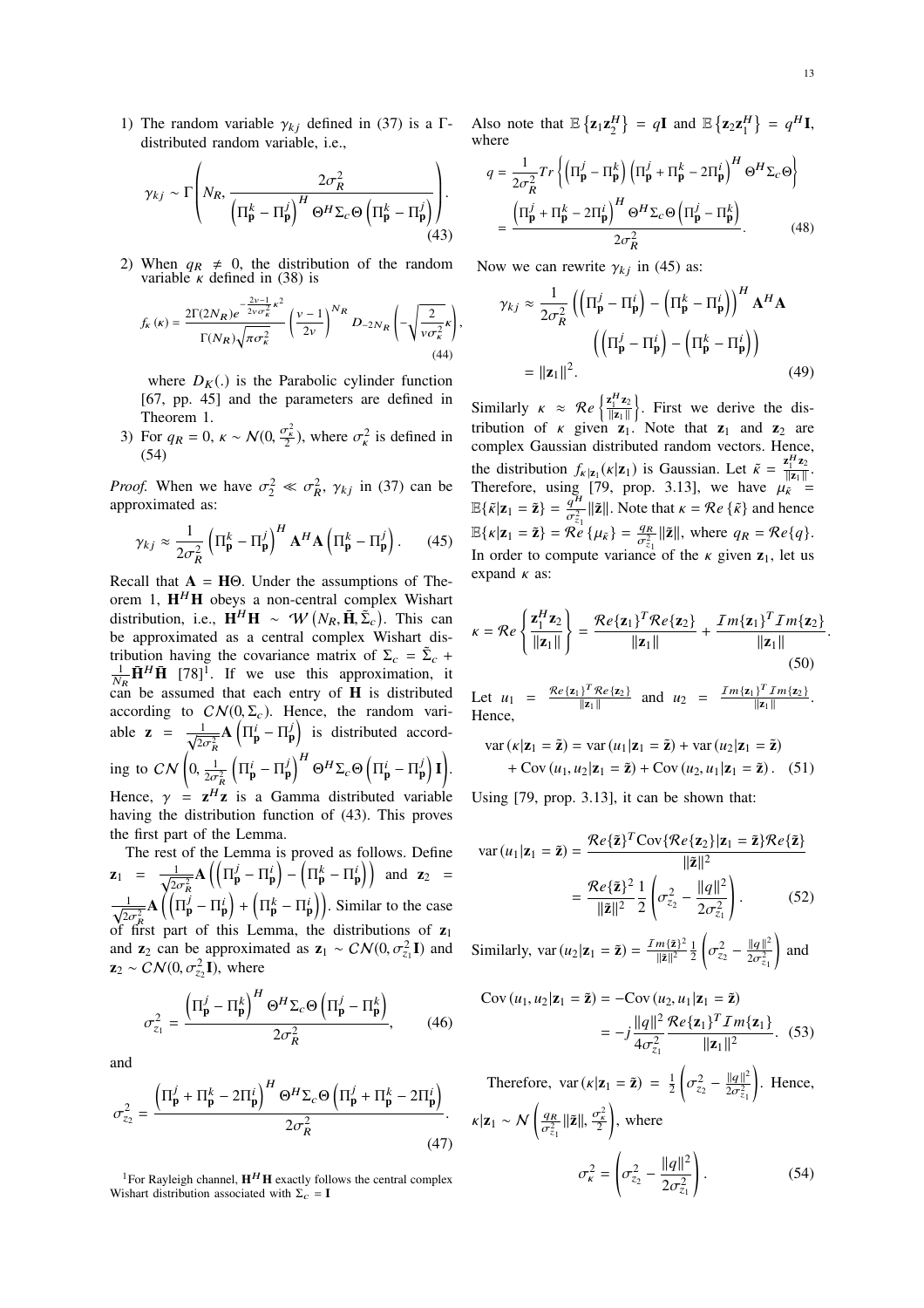1) The random variable $\gamma_{kj}$ defined in (37) is a Γ-distributed random variable, i.e.,

$$\gamma_{kj} \sim \Gamma\left(N_R, \frac{2\sigma_R^2}{\left(\Pi_{\mathbf{p}}^k - \Pi_{\mathbf{p}}^j\right)^H \Theta^H \Sigma_c \Theta \left(\Pi_{\mathbf{p}}^k - \Pi_{\mathbf{p}}^j\right)}\right). \tag{43}$$

2) When $q_R \neq 0$, the distribution of the random variable $\kappa$ defined in (38) is

$$f_\kappa(\kappa) = \frac{2\Gamma(2N_R)e^{-\frac{2v-1}{2v\sigma_\kappa^2}\kappa^2}}{\Gamma(N_R)\sqrt{\pi\sigma_\kappa^2}}\left(\frac{v-1}{2v}\right)^{N_R} D_{-2N_R}\left(-\sqrt{\frac{2}{v\sigma_\kappa^2}}\kappa\right), \tag{44}$$

where $D_K(.)$ is the Parabolic cylinder function [67, pp. 45] and the parameters are defined in Theorem 1.

3) For $q_R = 0$, $\kappa \sim \mathcal{N}(0, \frac{\sigma_\kappa^2}{2})$, where $\sigma_\kappa^2$ is defined in (54)

*Proof.* When we have $\sigma_2^2 \ll \sigma_R^2$, $\gamma_{kj}$ in (37) can be approximated as:

$$\gamma_{kj} \approx \frac{1}{2\sigma_R^2}\left(\Pi_{\mathbf{p}}^k - \Pi_{\mathbf{p}}^j\right)^H \mathbf{A}^H\mathbf{A}\left(\Pi_{\mathbf{p}}^k - \Pi_{\mathbf{p}}^j\right). \tag{45}$$

Recall that $\mathbf{A} = \mathbf{H}\Theta$. Under the assumptions of Theorem 1, $\mathbf{H}^H\mathbf{H}$ obeys a non-central complex Wishart distribution, i.e., $\mathbf{H}^H\mathbf{H} \sim \mathcal{W}\left(N_R, \bar{\mathbf{H}}, \tilde{\Sigma}_c\right)$. This can be approximated as a central complex Wishart distribution having the covariance matrix of $\Sigma_c = \tilde{\Sigma}_c + \frac{1}{N_R}\bar{\mathbf{H}}^H\bar{\mathbf{H}}$ [78][1]. If we use this approximation, it can be assumed that each entry of $\mathbf{H}$ is distributed according to $\mathcal{CN}(0, \Sigma_c)$. Hence, the random variable $\mathbf{z} = \frac{1}{\sqrt{2\sigma_R^2}}\mathbf{A}\left(\Pi_{\mathbf{p}}^i - \Pi_{\mathbf{p}}^j\right)$ is distributed according to $\mathcal{CN}\left(0, \frac{1}{2\sigma_R^2}\left(\Pi_{\mathbf{p}}^i - \Pi_{\mathbf{p}}^j\right)^H \Theta^H\Sigma_c\Theta\left(\Pi_{\mathbf{p}}^i - \Pi_{\mathbf{p}}^j\right)\mathbf{I}\right)$. Hence, $\gamma = \mathbf{z}^H\mathbf{z}$ is a Gamma distributed variable having the distribution function of (43). This proves the first part of the Lemma.

The rest of the Lemma is proved as follows. Define $\mathbf{z}_1 = \frac{1}{\sqrt{2\sigma_R^2}}\mathbf{A}\left(\left(\Pi_{\mathbf{p}}^j - \Pi_{\mathbf{p}}^i\right) - \left(\Pi_{\mathbf{p}}^k - \Pi_{\mathbf{p}}^i\right)\right)$ and $\mathbf{z}_2 = \frac{1}{\sqrt{2\sigma_R^2}}\mathbf{A}\left(\left(\Pi_{\mathbf{p}}^j - \Pi_{\mathbf{p}}^i\right) + \left(\Pi_{\mathbf{p}}^k - \Pi_{\mathbf{p}}^i\right)\right)$. Similar to the case of first part of this Lemma, the distributions of $\mathbf{z}_1$ and $\mathbf{z}_2$ can be approximated as $\mathbf{z}_1 \sim \mathcal{CN}(0, \sigma_{z_1}^2\mathbf{I})$ and $\mathbf{z}_2 \sim \mathcal{CN}(0, \sigma_{z_2}^2\mathbf{I})$, where

$$\sigma_{z_1}^2 = \frac{\left(\Pi_{\mathbf{p}}^j - \Pi_{\mathbf{p}}^k\right)^H \Theta^H\Sigma_c\Theta\left(\Pi_{\mathbf{p}}^j - \Pi_{\mathbf{p}}^k\right)}{2\sigma_R^2}, \tag{46}$$

and

$$\sigma_{z_2}^2 = \frac{\left(\Pi_{\mathbf{p}}^j + \Pi_{\mathbf{p}}^k - 2\Pi_{\mathbf{p}}^i\right)^H \Theta^H\Sigma_c\Theta\left(\Pi_{\mathbf{p}}^j + \Pi_{\mathbf{p}}^k - 2\Pi_{\mathbf{p}}^i\right)}{2\sigma_R^2}. \tag{47}$$

[1] For Rayleigh channel, $\mathbf{H}^H\mathbf{H}$ exactly follows the central complex Wishart distribution associated with $\Sigma_c = \mathbf{I}$

Also note that $\mathbb{E}\left\{\mathbf{z}_1\mathbf{z}_2^H\right\} = q\mathbf{I}$ and $\mathbb{E}\left\{\mathbf{z}_2\mathbf{z}_1^H\right\} = q^H\mathbf{I}$, where

$$\begin{aligned} q &= \frac{1}{2\sigma_R^2}Tr\left\{\left(\Pi_{\mathbf{p}}^j - \Pi_{\mathbf{p}}^k\right)\left(\Pi_{\mathbf{p}}^j + \Pi_{\mathbf{p}}^k - 2\Pi_{\mathbf{p}}^i\right)^H \Theta^H\Sigma_c\Theta\right\} \\ &= \frac{\left(\Pi_{\mathbf{p}}^j + \Pi_{\mathbf{p}}^k - 2\Pi_{\mathbf{p}}^i\right)^H \Theta^H\Sigma_c\Theta\left(\Pi_{\mathbf{p}}^j - \Pi_{\mathbf{p}}^k\right)}{2\sigma_R^2}. \end{aligned} \tag{48}$$

Now we can rewrite $\gamma_{kj}$ in (45) as:

$$\begin{aligned} \gamma_{kj} &\approx \frac{1}{2\sigma_R^2}\left(\left(\Pi_{\mathbf{p}}^j - \Pi_{\mathbf{p}}^i\right) - \left(\Pi_{\mathbf{p}}^k - \Pi_{\mathbf{p}}^i\right)\right)^H \mathbf{A}^H\mathbf{A} \\ &\quad \left(\left(\Pi_{\mathbf{p}}^j - \Pi_{\mathbf{p}}^i\right) - \left(\Pi_{\mathbf{p}}^k - \Pi_{\mathbf{p}}^i\right)\right) \\ &= \|\mathbf{z}_1\|^2. \end{aligned} \tag{49}$$

Similarly $\kappa \approx \mathcal{R}e\left\{\frac{\mathbf{z}_1^H\mathbf{z}_2}{\|\mathbf{z}_1\|}\right\}$. First we derive the distribution of $\kappa$ given $\mathbf{z}_1$. Note that $\mathbf{z}_1$ and $\mathbf{z}_2$ are complex Gaussian distributed random vectors. Hence, the distribution $f_{\kappa|\mathbf{z}_1}(\kappa|\mathbf{z}_1)$ is Gaussian. Let $\tilde{\kappa} = \frac{\mathbf{z}_1^H\mathbf{z}_2}{\|\mathbf{z}_1\|}$. Therefore, using [79, prop. 3.13], we have $\mu_{\tilde{\kappa}} = \mathbb{E}\{\tilde{\kappa}|\mathbf{z}_1 = \tilde{\mathbf{z}}\} = \frac{q^H}{\sigma_{z_1}^2}\|\tilde{\mathbf{z}}\|$. Note that $\kappa = \mathcal{R}e\{\tilde{\kappa}\}$ and hence $\mathbb{E}\{\kappa|\mathbf{z}_1 = \tilde{\mathbf{z}}\} = \mathcal{R}e\{\mu_{\tilde{\kappa}}\} = \frac{q_R}{\sigma_{z_1}^2}\|\tilde{\mathbf{z}}\|$, where $q_R = \mathcal{R}e\{q\}$. In order to compute variance of the $\kappa$ given $\mathbf{z}_1$, let us expand $\kappa$ as:

$$\kappa = \mathcal{R}e\left\{\frac{\mathbf{z}_1^H\mathbf{z}_2}{\|\mathbf{z}_1\|}\right\} = \frac{\mathcal{R}e\{\mathbf{z}_1\}^T\mathcal{R}e\{\mathbf{z}_2\}}{\|\mathbf{z}_1\|} + \frac{\mathcal{I}m\{\mathbf{z}_1\}^T\mathcal{I}m\{\mathbf{z}_2\}}{\|\mathbf{z}_1\|}. \tag{50}$$

Let $u_1 = \frac{\mathcal{R}e\{\mathbf{z}_1\}^T\mathcal{R}e\{\mathbf{z}_2\}}{\|\mathbf{z}_1\|}$ and $u_2 = \frac{\mathcal{I}m\{\mathbf{z}_1\}^T\mathcal{I}m\{\mathbf{z}_2\}}{\|\mathbf{z}_1\|}$. Hence,

$$\begin{aligned} \mathrm{var}(\kappa|\mathbf{z}_1 = \tilde{\mathbf{z}}) &= \mathrm{var}(u_1|\mathbf{z}_1 = \tilde{\mathbf{z}}) + \mathrm{var}(u_2|\mathbf{z}_1 = \tilde{\mathbf{z}}) \\ &\quad + \mathrm{Cov}(u_1, u_2|\mathbf{z}_1 = \tilde{\mathbf{z}}) + \mathrm{Cov}(u_2, u_1|\mathbf{z}_1 = \tilde{\mathbf{z}}). \end{aligned} \tag{51}$$

Using [79, prop. 3.13], it can be shown that:

$$\begin{aligned} \mathrm{var}(u_1|\mathbf{z}_1 = \tilde{\mathbf{z}}) &= \frac{\mathcal{R}e\{\tilde{\mathbf{z}}\}^T\mathrm{Cov}\{\mathcal{R}e\{\mathbf{z}_2\}|\mathbf{z}_1 = \tilde{\mathbf{z}}\}\mathcal{R}e\{\tilde{\mathbf{z}}\}}{\|\tilde{\mathbf{z}}\|^2} \\ &= \frac{\mathcal{R}e\{\tilde{\mathbf{z}}\}^2}{\|\tilde{\mathbf{z}}\|^2}\frac{1}{2}\left(\sigma_{z_2}^2 - \frac{\|q\|^2}{2\sigma_{z_1}^2}\right). \end{aligned} \tag{52}$$

Similarly, $\mathrm{var}(u_2|\mathbf{z}_1 = \tilde{\mathbf{z}}) = \frac{\mathcal{I}m\{\tilde{\mathbf{z}}\}^2}{\|\tilde{\mathbf{z}}\|^2}\frac{1}{2}\left(\sigma_{z_2}^2 - \frac{\|q\|^2}{2\sigma_{z_1}^2}\right)$ and

$$\begin{aligned} \mathrm{Cov}(u_1, u_2|\mathbf{z}_1 = \tilde{\mathbf{z}}) &= -\mathrm{Cov}(u_2, u_1|\mathbf{z}_1 = \tilde{\mathbf{z}}) \\ &= -j\frac{\|q\|^2}{4\sigma_{z_1}^2}\frac{\mathcal{R}e\{\mathbf{z}_1\}^T\mathcal{I}m\{\mathbf{z}_1\}}{\|\mathbf{z}_1\|^2}. \end{aligned} \tag{53}$$

Therefore, $\mathrm{var}(\kappa|\mathbf{z}_1 = \tilde{\mathbf{z}}) = \frac{1}{2}\left(\sigma_{z_2}^2 - \frac{\|q\|^2}{2\sigma_{z_1}^2}\right)$. Hence, $\kappa|\mathbf{z}_1 \sim \mathcal{N}\left(\frac{q_R}{\sigma_{z_1}^2}\|\tilde{\mathbf{z}}\|, \frac{\sigma_\kappa^2}{2}\right)$, where

$$\sigma_\kappa^2 = \left(\sigma_{z_2}^2 - \frac{\|q\|^2}{2\sigma_{z_1}^2}\right). \tag{54}$$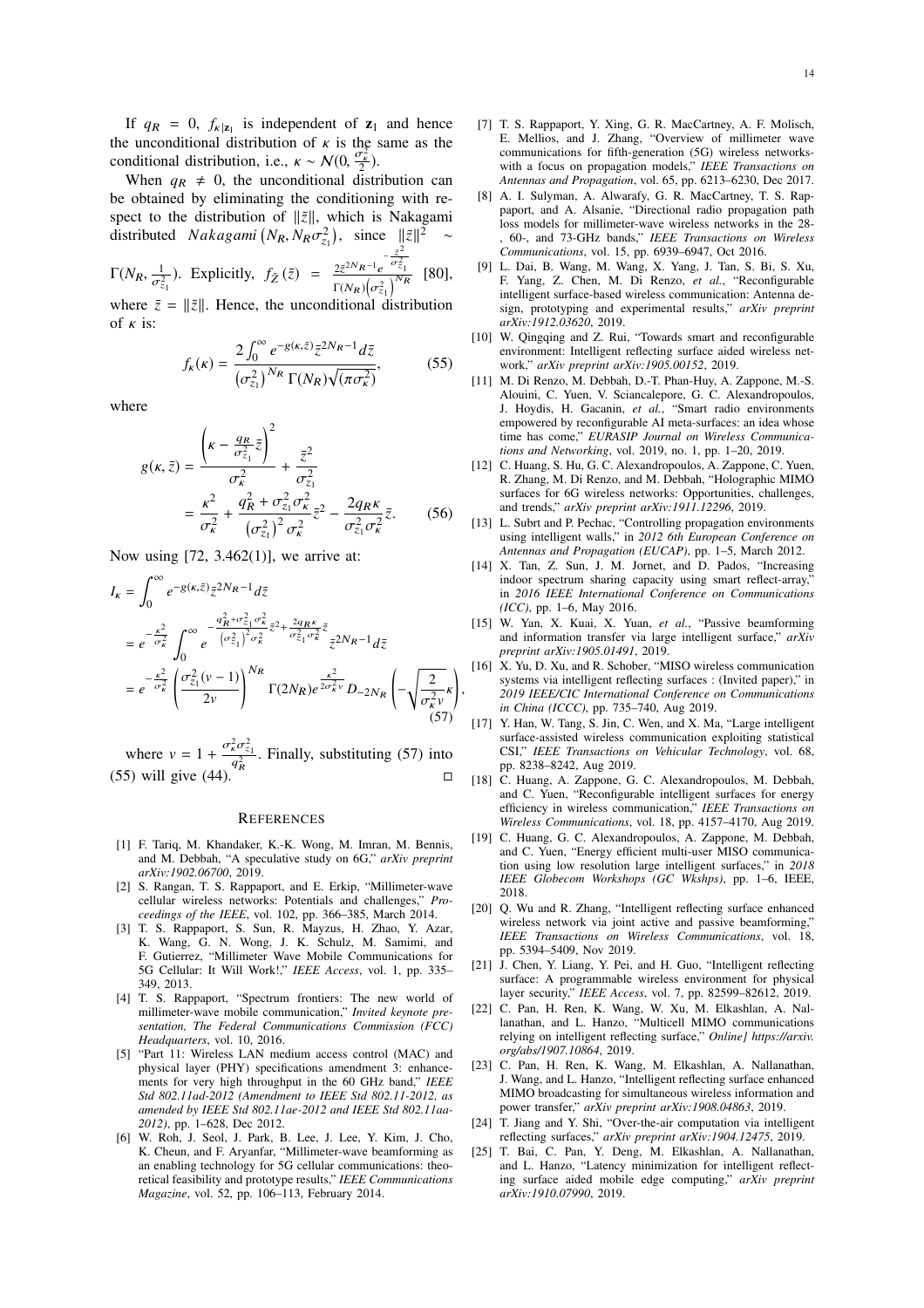If $q_R = 0$, $f_{\kappa|\mathbf{z}_1}$ is independent of $\mathbf{z}_1$ and hence the unconditional distribution of $\kappa$ is the same as the conditional distribution, i.e., $\kappa \sim \mathcal{N}(0, \frac{\sigma_\kappa^2}{2})$.

When $q_R \neq 0$, the unconditional distribution can be obtained by eliminating the conditioning with respect to the distribution of $\|\bar{z}\|$, which is Nakagami distributed $Nakagami\left(N_R, N_R\sigma_{z_1}^2\right)$, since $\|\bar{z}\|^2 \sim \Gamma(N_R, \frac{1}{\sigma_{z_1}^2})$. Explicitly, $f_{\bar{Z}}(\bar{z}) = \frac{2\bar{z}^{2N_R-1}e^{-\frac{\bar{z}^2}{\sigma_{z_1}^2}}}{\Gamma(N_R)\left(\sigma_{z_1}^2\right)^{N_R}}$ [80], where $\bar{z} = \|\bar{z}\|$. Hence, the unconditional distribution of $\kappa$ is:

$$f_\kappa(\kappa) = \frac{2\int_0^\infty e^{-g(\kappa,\bar{z})}\bar{z}^{2N_R-1}d\bar{z}}{\left(\sigma_{z_1}^2\right)^{N_R}\Gamma(N_R)\sqrt{(\pi\sigma_\kappa^2)}}, \tag{55}$$

where

$$\begin{aligned} g(\kappa,\bar{z}) &= \frac{\left(\kappa - \frac{q_R}{\sigma_{z_1}^2}\bar{z}\right)^2}{\sigma_\kappa^2} + \frac{\bar{z}^2}{\sigma_{z_1}^2} \\ &= \frac{\kappa^2}{\sigma_\kappa^2} + \frac{q_R^2 + \sigma_{z_1}^2\sigma_\kappa^2}{\left(\sigma_{z_1}^2\right)^2\sigma_\kappa^2}\bar{z}^2 - \frac{2q_R\kappa}{\sigma_{z_1}^2\sigma_\kappa^2}\bar{z}. \end{aligned} \tag{56}$$

Now using [72, 3.462(1)], we arrive at:

$$\begin{aligned} I_\kappa &= \int_0^\infty e^{-g(\kappa,\bar{z})}\bar{z}^{2N_R-1}d\bar{z} \\ &= e^{-\frac{\kappa^2}{\sigma_\kappa^2}}\int_0^\infty e^{-\frac{q_R^2+\sigma_{z_1}^2\sigma_\kappa^2}{\left(\sigma_{z_1}^2\right)^2\sigma_\kappa^2}\bar{z}^2 + \frac{2q_R\kappa}{\sigma_{z_1}^2\sigma_\kappa^2}\bar{z}}\bar{z}^{2N_R-1}d\bar{z} \\ &= e^{-\frac{\kappa^2}{\sigma_\kappa^2}}\left(\frac{\sigma_{z_1}^2(\nu-1)}{2\nu}\right)^{N_R}\Gamma(2N_R)e^{\frac{\kappa^2}{2\sigma_\kappa^2\nu}}D_{-2N_R}\left(-\sqrt{\frac{2}{\sigma_\kappa^2\nu}}\kappa\right), \end{aligned} \tag{57}$$

where $\nu = 1 + \frac{\sigma_\kappa^2\sigma_{z_1}^2}{q_R^2}$. Finally, substituting (57) into (55) will give (44). □

## References

[1] F. Tariq, M. Khandaker, K.-K. Wong, M. Imran, M. Bennis, and M. Debbah, "A speculative study on 6G," *arXiv preprint arXiv:1902.06700*, 2019.

[2] S. Rangan, T. S. Rappaport, and E. Erkip, "Millimeter-wave cellular wireless networks: Potentials and challenges," *Proceedings of the IEEE*, vol. 102, pp. 366–385, March 2014.

[3] T. S. Rappaport, S. Sun, R. Mayzus, H. Zhao, Y. Azar, K. Wang, G. N. Wong, J. K. Schulz, M. Samimi, and F. Gutierrez, "Millimeter Wave Mobile Communications for 5G Cellular: It Will Work!," *IEEE Access*, vol. 1, pp. 335–349, 2013.

[4] T. S. Rappaport, "Spectrum frontiers: The new world of millimeter-wave mobile communication," *Invited keynote presentation, The Federal Communications Commission (FCC) Headquarters*, vol. 10, 2016.

[5] "Part 11: Wireless LAN medium access control (MAC) and physical layer (PHY) specifications amendment 3: enhancements for very high throughput in the 60 GHz band," *IEEE Std 802.11ad-2012 (Amendment to IEEE Std 802.11-2012, as amended by IEEE Std 802.11ae-2012 and IEEE Std 802.11aa-2012)*, pp. 1–628, Dec 2012.

[6] W. Roh, J. Seol, J. Park, B. Lee, J. Lee, Y. Kim, J. Cho, K. Cheun, and F. Aryanfar, "Millimeter-wave beamforming as an enabling technology for 5G cellular communications: theoretical feasibility and prototype results," *IEEE Communications Magazine*, vol. 52, pp. 106–113, February 2014.

[7] T. S. Rappaport, Y. Xing, G. R. MacCartney, A. F. Molisch, E. Mellios, and J. Zhang, "Overview of millimeter wave communications for fifth-generation (5G) wireless networks-with a focus on propagation models," *IEEE Transactions on Antennas and Propagation*, vol. 65, pp. 6213–6230, Dec 2017.

[8] A. I. Sulyman, A. Alwarafy, G. R. MacCartney, T. S. Rappaport, and A. Alsanie, "Directional radio propagation path loss models for millimeter-wave wireless networks in the 28-, 60-, and 73-GHz bands," *IEEE Transactions on Wireless Communications*, vol. 15, pp. 6939–6947, Oct 2016.

[9] L. Dai, B. Wang, M. Wang, X. Yang, J. Tan, S. Bi, S. Xu, F. Yang, Z. Chen, M. Di Renzo, *et al.*, "Reconfigurable intelligent surface-based wireless communication: Antenna design, prototyping and experimental results," *arXiv preprint arXiv:1912.03620*, 2019.

[10] W. Qingqing and Z. Rui, "Towards smart and reconfigurable environment: Intelligent reflecting surface aided wireless network," *arXiv preprint arXiv:1905.00152*, 2019.

[11] M. Di Renzo, M. Debbah, D.-T. Phan-Huy, A. Zappone, M.-S. Alouini, C. Yuen, V. Sciancalepore, G. C. Alexandropoulos, J. Hoydis, H. Gacanin, *et al.*, "Smart radio environments empowered by reconfigurable AI meta-surfaces: an idea whose time has come," *EURASIP Journal on Wireless Communications and Networking*, vol. 2019, no. 1, pp. 1–20, 2019.

[12] C. Huang, S. Hu, G. C. Alexandropoulos, A. Zappone, C. Yuen, R. Zhang, M. Di Renzo, and M. Debbah, "Holographic MIMO surfaces for 6G wireless networks: Opportunities, challenges, and trends," *arXiv preprint arXiv:1911.12296*, 2019.

[13] L. Subrt and P. Pechac, "Controlling propagation environments using intelligent walls," in *2012 6th European Conference on Antennas and Propagation (EUCAP)*, pp. 1–5, March 2012.

[14] X. Tan, Z. Sun, J. M. Jornet, and D. Pados, "Increasing indoor spectrum sharing capacity using smart reflect-array," in *2016 IEEE International Conference on Communications (ICC)*, pp. 1–6, May 2016.

[15] W. Yan, X. Kuai, X. Yuan, *et al.*, "Passive beamforming and information transfer via large intelligent surface," *arXiv preprint arXiv:1905.01491*, 2019.

[16] X. Yu, D. Xu, and R. Schober, "MISO wireless communication systems via intelligent reflecting surfaces : (Invited paper)," in *2019 IEEE/CIC International Conference on Communications in China (ICCC)*, pp. 735–740, Aug 2019.

[17] Y. Han, W. Tang, S. Jin, C. Wen, and X. Ma, "Large intelligent surface-assisted wireless communication exploiting statistical CSI," *IEEE Transactions on Vehicular Technology*, vol. 68, pp. 8238–8242, Aug 2019.

[18] C. Huang, A. Zappone, G. C. Alexandropoulos, M. Debbah, and C. Yuen, "Reconfigurable intelligent surfaces for energy efficiency in wireless communication," *IEEE Transactions on Wireless Communications*, vol. 18, pp. 4157–4170, Aug 2019.

[19] C. Huang, G. C. Alexandropoulos, A. Zappone, M. Debbah, and C. Yuen, "Energy efficient multi-user MISO communication using low resolution large intelligent surfaces," in *2018 IEEE Globecom Workshops (GC Wkshps)*, pp. 1–6, IEEE, 2018.

[20] Q. Wu and R. Zhang, "Intelligent reflecting surface enhanced wireless network via joint active and passive beamforming," *IEEE Transactions on Wireless Communications*, vol. 18, pp. 5394–5409, Nov 2019.

[21] J. Chen, Y. Liang, Y. Pei, and H. Guo, "Intelligent reflecting surface: A programmable wireless environment for physical layer security," *IEEE Access*, vol. 7, pp. 82599–82612, 2019.

[22] C. Pan, H. Ren, K. Wang, W. Xu, M. Elkashlan, A. Nallanathan, and L. Hanzo, "Multicell MIMO communications relying on intelligent reflecting surface," *Online] https://arxiv.org/abs/1907.10864*, 2019.

[23] C. Pan, H. Ren, K. Wang, M. Elkashlan, A. Nallanathan, J. Wang, and L. Hanzo, "Intelligent reflecting surface enhanced MIMO broadcasting for simultaneous wireless information and power transfer," *arXiv preprint arXiv:1908.04863*, 2019.

[24] T. Jiang and Y. Shi, "Over-the-air computation via intelligent reflecting surfaces," *arXiv preprint arXiv:1904.12475*, 2019.

[25] T. Bai, C. Pan, Y. Deng, M. Elkashlan, A. Nallanathan, and L. Hanzo, "Latency minimization for intelligent reflecting surface aided mobile edge computing," *arXiv preprint arXiv:1910.07990*, 2019.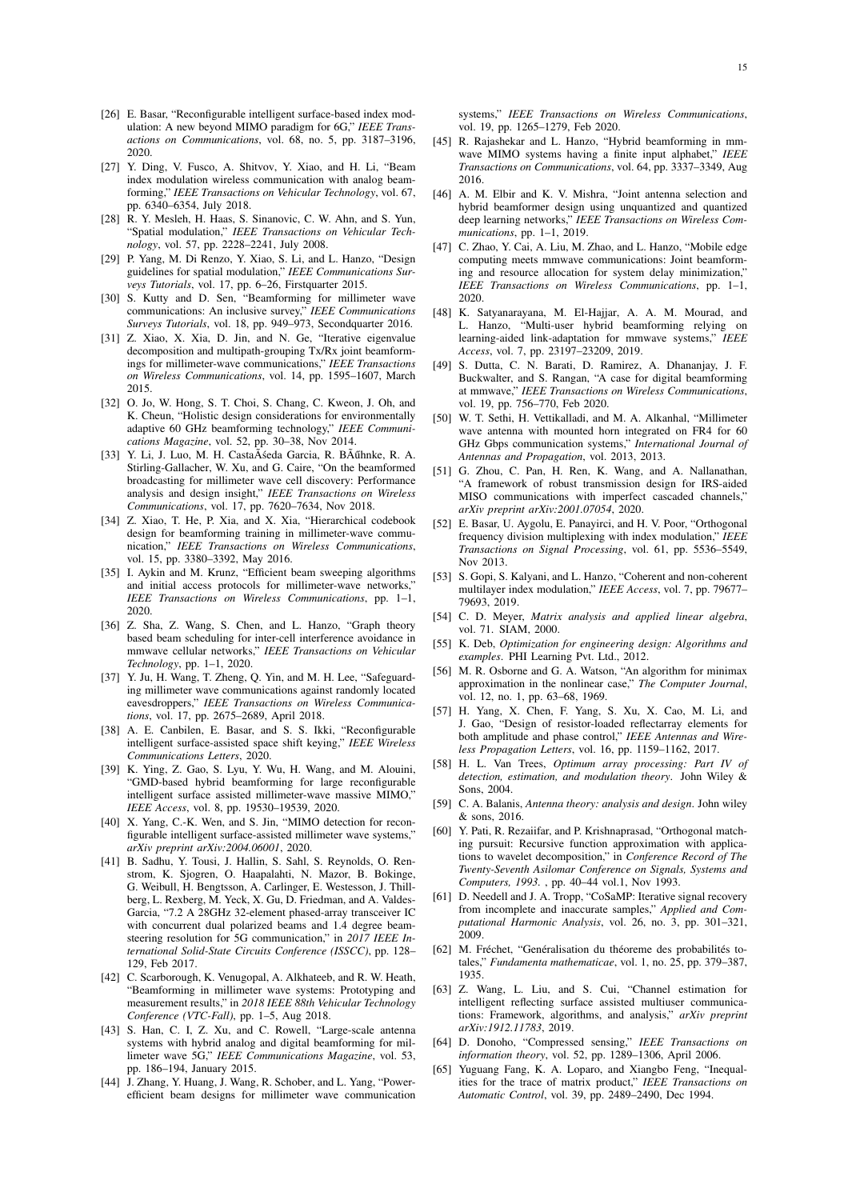[26] E. Basar, "Reconfigurable intelligent surface-based index modulation: A new beyond MIMO paradigm for 6G," *IEEE Transactions on Communications*, vol. 68, no. 5, pp. 3187–3196, 2020.

[27] Y. Ding, V. Fusco, A. Shitvov, Y. Xiao, and H. Li, "Beam index modulation wireless communication with analog beamforming," *IEEE Transactions on Vehicular Technology*, vol. 67, pp. 6340–6354, July 2018.

[28] R. Y. Mesleh, H. Haas, S. Sinanovic, C. W. Ahn, and S. Yun, "Spatial modulation," *IEEE Transactions on Vehicular Technology*, vol. 57, pp. 2228–2241, July 2008.

[29] P. Yang, M. Di Renzo, Y. Xiao, S. Li, and L. Hanzo, "Design guidelines for spatial modulation," *IEEE Communications Surveys Tutorials*, vol. 17, pp. 6–26, Firstquarter 2015.

[30] S. Kutty and D. Sen, "Beamforming for millimeter wave communications: An inclusive survey," *IEEE Communications Surveys Tutorials*, vol. 18, pp. 949–973, Secondquarter 2016.

[31] Z. Xiao, X. Xia, D. Jin, and N. Ge, "Iterative eigenvalue decomposition and multipath-grouping Tx/Rx joint beamformings for millimeter-wave communications," *IEEE Transactions on Wireless Communications*, vol. 14, pp. 1595–1607, March 2015.

[32] O. Jo, W. Hong, S. T. Choi, S. Chang, C. Kweon, J. Oh, and K. Cheun, "Holistic design considerations for environmentally adaptive 60 GHz beamforming technology," *IEEE Communications Magazine*, vol. 52, pp. 30–38, Nov 2014.

[33] Y. Li, J. Luo, M. H. CastaÃśeda Garcia, R. BÃűhnke, R. A. Stirling-Gallacher, W. Xu, and G. Caire, "On the beamformed broadcasting for millimeter wave cell discovery: Performance analysis and design insight," *IEEE Transactions on Wireless Communications*, vol. 17, pp. 7620–7634, Nov 2018.

[34] Z. Xiao, T. He, P. Xia, and X. Xia, "Hierarchical codebook design for beamforming training in millimeter-wave communication," *IEEE Transactions on Wireless Communications*, vol. 15, pp. 3380–3392, May 2016.

[35] I. Aykin and M. Krunz, "Efficient beam sweeping algorithms and initial access protocols for millimeter-wave networks," *IEEE Transactions on Wireless Communications*, pp. 1–1, 2020.

[36] Z. Sha, Z. Wang, S. Chen, and L. Hanzo, "Graph theory based beam scheduling for inter-cell interference avoidance in mmwave cellular networks," *IEEE Transactions on Vehicular Technology*, pp. 1–1, 2020.

[37] Y. Ju, H. Wang, T. Zheng, Q. Yin, and M. H. Lee, "Safeguarding millimeter wave communications against randomly located eavesdroppers," *IEEE Transactions on Wireless Communications*, vol. 17, pp. 2675–2689, April 2018.

[38] A. E. Canbilen, E. Basar, and S. S. Ikki, "Reconfigurable intelligent surface-assisted space shift keying," *IEEE Wireless Communications Letters*, 2020.

[39] K. Ying, Z. Gao, S. Lyu, Y. Wu, H. Wang, and M. Alouini, "GMD-based hybrid beamforming for large reconfigurable intelligent surface assisted millimeter-wave massive MIMO," *IEEE Access*, vol. 8, pp. 19530–19539, 2020.

[40] X. Yang, C.-K. Wen, and S. Jin, "MIMO detection for reconfigurable intelligent surface-assisted millimeter wave systems," *arXiv preprint arXiv:2004.06001*, 2020.

[41] B. Sadhu, Y. Tousi, J. Hallin, S. Sahl, S. Reynolds, O. Renstrom, K. Sjogren, O. Haapalahti, N. Mazor, B. Bokinge, G. Weibull, H. Bengtsson, A. Carlinger, E. Westesson, J. Thillberg, L. Rexberg, M. Yeck, X. Gu, D. Friedman, and A. Valdes-Garcia, "7.2 A 28GHz 32-element phased-array transceiver IC with concurrent dual polarized beams and 1.4 degree beam-steering resolution for 5G communication," in *2017 IEEE International Solid-State Circuits Conference (ISSCC)*, pp. 128–129, Feb 2017.

[42] C. Scarborough, K. Venugopal, A. Alkhateeb, and R. W. Heath, "Beamforming in millimeter wave systems: Prototyping and measurement results," in *2018 IEEE 88th Vehicular Technology Conference (VTC-Fall)*, pp. 1–5, Aug 2018.

[43] S. Han, C. I, Z. Xu, and C. Rowell, "Large-scale antenna systems with hybrid analog and digital beamforming for millimeter wave 5G," *IEEE Communications Magazine*, vol. 53, pp. 186–194, January 2015.

[44] J. Zhang, Y. Huang, J. Wang, R. Schober, and L. Yang, "Power-efficient beam designs for millimeter wave communication systems," *IEEE Transactions on Wireless Communications*, vol. 19, pp. 1265–1279, Feb 2020.

[45] R. Rajashekar and L. Hanzo, "Hybrid beamforming in mm-wave MIMO systems having a finite input alphabet," *IEEE Transactions on Communications*, vol. 64, pp. 3337–3349, Aug 2016.

[46] A. M. Elbir and K. V. Mishra, "Joint antenna selection and hybrid beamformer design using unquantized and quantized deep learning networks," *IEEE Transactions on Wireless Communications*, pp. 1–1, 2019.

[47] C. Zhao, Y. Cai, A. Liu, M. Zhao, and L. Hanzo, "Mobile edge computing meets mmwave communications: Joint beamforming and resource allocation for system delay minimization," *IEEE Transactions on Wireless Communications*, pp. 1–1, 2020.

[48] K. Satyanarayana, M. El-Hajjar, A. A. M. Mourad, and L. Hanzo, "Multi-user hybrid beamforming relying on learning-aided link-adaptation for mmwave systems," *IEEE Access*, vol. 7, pp. 23197–23209, 2019.

[49] S. Dutta, C. N. Barati, D. Ramirez, A. Dhananjay, J. F. Buckwalter, and S. Rangan, "A case for digital beamforming at mmwave," *IEEE Transactions on Wireless Communications*, vol. 19, pp. 756–770, Feb 2020.

[50] W. T. Sethi, H. Vettikalladi, and M. A. Alkanhal, "Millimeter wave antenna with mounted horn integrated on FR4 for 60 GHz Gbps communication systems," *International Journal of Antennas and Propagation*, vol. 2013, 2013.

[51] G. Zhou, C. Pan, H. Ren, K. Wang, and A. Nallanathan, "A framework of robust transmission design for IRS-aided MISO communications with imperfect cascaded channels," *arXiv preprint arXiv:2001.07054*, 2020.

[52] E. Basar, U. Aygolu, E. Panayirci, and H. V. Poor, "Orthogonal frequency division multiplexing with index modulation," *IEEE Transactions on Signal Processing*, vol. 61, pp. 5536–5549, Nov 2013.

[53] S. Gopi, S. Kalyani, and L. Hanzo, "Coherent and non-coherent multilayer index modulation," *IEEE Access*, vol. 7, pp. 79677–79693, 2019.

[54] C. D. Meyer, *Matrix analysis and applied linear algebra*, vol. 71. SIAM, 2000.

[55] K. Deb, *Optimization for engineering design: Algorithms and examples*. PHI Learning Pvt. Ltd., 2012.

[56] M. R. Osborne and G. A. Watson, "An algorithm for minimax approximation in the nonlinear case," *The Computer Journal*, vol. 12, no. 1, pp. 63–68, 1969.

[57] H. Yang, X. Chen, F. Yang, S. Xu, X. Cao, M. Li, and J. Gao, "Design of resistor-loaded reflectarray elements for both amplitude and phase control," *IEEE Antennas and Wireless Propagation Letters*, vol. 16, pp. 1159–1162, 2017.

[58] H. L. Van Trees, *Optimum array processing: Part IV of detection, estimation, and modulation theory*. John Wiley & Sons, 2004.

[59] C. A. Balanis, *Antenna theory: analysis and design*. John wiley & sons, 2016.

[60] Y. Pati, R. Rezaiifar, and P. Krishnaprasad, "Orthogonal matching pursuit: Recursive function approximation with applications to wavelet decomposition," in *Conference Record of The Twenty-Seventh Asilomar Conference on Signals, Systems and Computers, 1993.* , pp. 40–44 vol.1, Nov 1993.

[61] D. Needell and J. A. Tropp, "CoSaMP: Iterative signal recovery from incomplete and inaccurate samples," *Applied and Computational Harmonic Analysis*, vol. 26, no. 3, pp. 301–321, 2009.

[62] M. Fréchet, "Genéralisation du théoreme des probabilités totales," *Fundamenta mathematicae*, vol. 1, no. 25, pp. 379–387, 1935.

[63] Z. Wang, L. Liu, and S. Cui, "Channel estimation for intelligent reflecting surface assisted multiuser communications: Framework, algorithms, and analysis," *arXiv preprint arXiv:1912.11783*, 2019.

[64] D. Donoho, "Compressed sensing," *IEEE Transactions on information theory*, vol. 52, pp. 1289–1306, April 2006.

[65] Yuguang Fang, K. A. Loparo, and Xiangbo Feng, "Inequalities for the trace of matrix product," *IEEE Transactions on Automatic Control*, vol. 39, pp. 2489–2490, Dec 1994.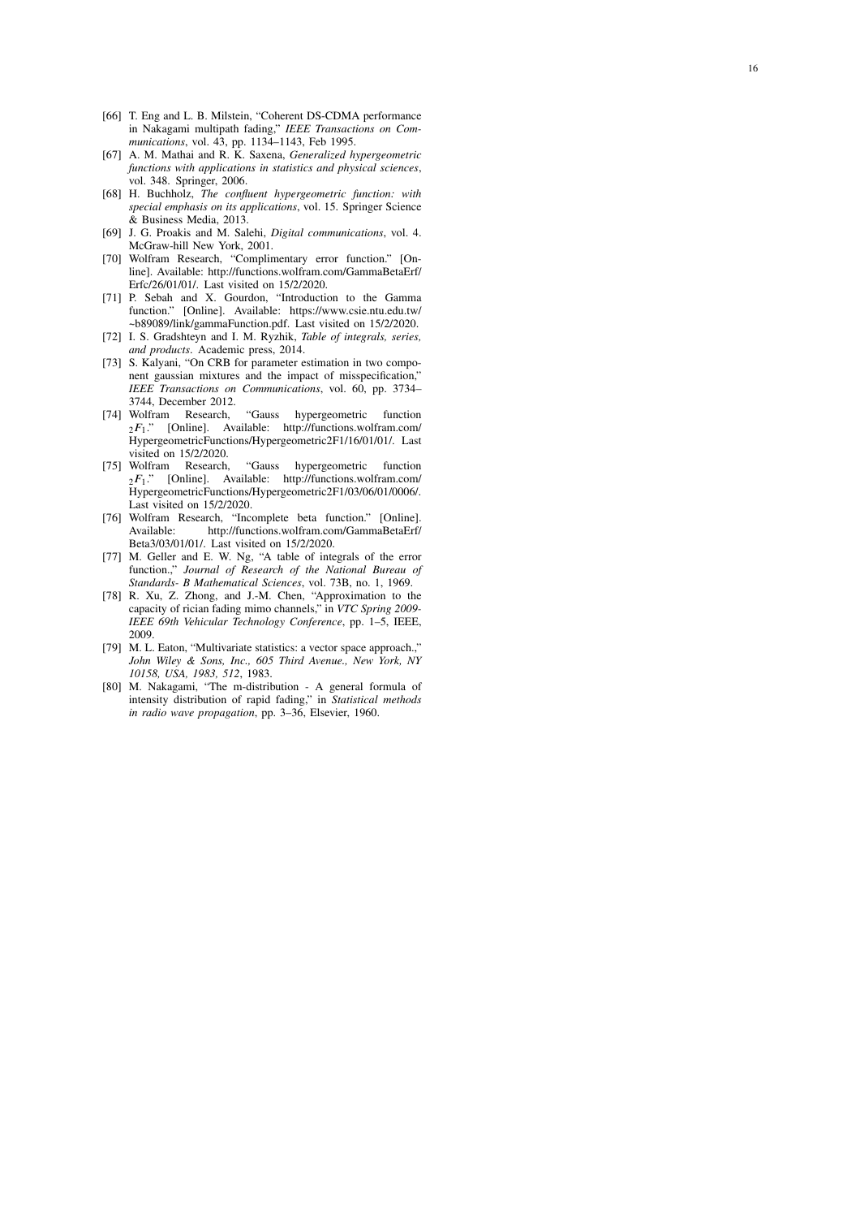[66] T. Eng and L. B. Milstein, "Coherent DS-CDMA performance in Nakagami multipath fading," *IEEE Transactions on Communications*, vol. 43, pp. 1134–1143, Feb 1995.

[67] A. M. Mathai and R. K. Saxena, *Generalized hypergeometric functions with applications in statistics and physical sciences*, vol. 348. Springer, 2006.

[68] H. Buchholz, *The confluent hypergeometric function: with special emphasis on its applications*, vol. 15. Springer Science & Business Media, 2013.

[69] J. G. Proakis and M. Salehi, *Digital communications*, vol. 4. McGraw-hill New York, 2001.

[70] Wolfram Research, "Complimentary error function." [Online]. Available: http://functions.wolfram.com/GammaBetaErf/Erfc/26/01/01/. Last visited on 15/2/2020.

[71] P. Sebah and X. Gourdon, "Introduction to the Gamma function." [Online]. Available: https://www.csie.ntu.edu.tw/~b89089/link/gammaFunction.pdf. Last visited on 15/2/2020.

[72] I. S. Gradshteyn and I. M. Ryzhik, *Table of integrals, series, and products*. Academic press, 2014.

[73] S. Kalyani, "On CRB for parameter estimation in two component gaussian mixtures and the impact of misspecification," *IEEE Transactions on Communications*, vol. 60, pp. 3734–3744, December 2012.

[74] Wolfram Research, "Gauss hypergeometric function ${}_2F_1$." [Online]. Available: http://functions.wolfram.com/HypergeometricFunctions/Hypergeometric2F1/16/01/01/. Last visited on 15/2/2020.

[75] Wolfram Research, "Gauss hypergeometric function ${}_2F_1$." [Online]. Available: http://functions.wolfram.com/HypergeometricFunctions/Hypergeometric2F1/03/06/01/0006/. Last visited on 15/2/2020.

[76] Wolfram Research, "Incomplete beta function." [Online]. Available: http://functions.wolfram.com/GammaBetaErf/Beta3/03/01/01/. Last visited on 15/2/2020.

[77] M. Geller and E. W. Ng, "A table of integrals of the error function.," *Journal of Research of the National Bureau of Standards- B Mathematical Sciences*, vol. 73B, no. 1, 1969.

[78] R. Xu, Z. Zhong, and J.-M. Chen, "Approximation to the capacity of rician fading mimo channels," in *VTC Spring 2009-IEEE 69th Vehicular Technology Conference*, pp. 1–5, IEEE, 2009.

[79] M. L. Eaton, "Multivariate statistics: a vector space approach.," *John Wiley & Sons, Inc., 605 Third Avenue., New York, NY 10158, USA, 1983, 512*, 1983.

[80] M. Nakagami, "The m-distribution - A general formula of intensity distribution of rapid fading," in *Statistical methods in radio wave propagation*, pp. 3–36, Elsevier, 1960.